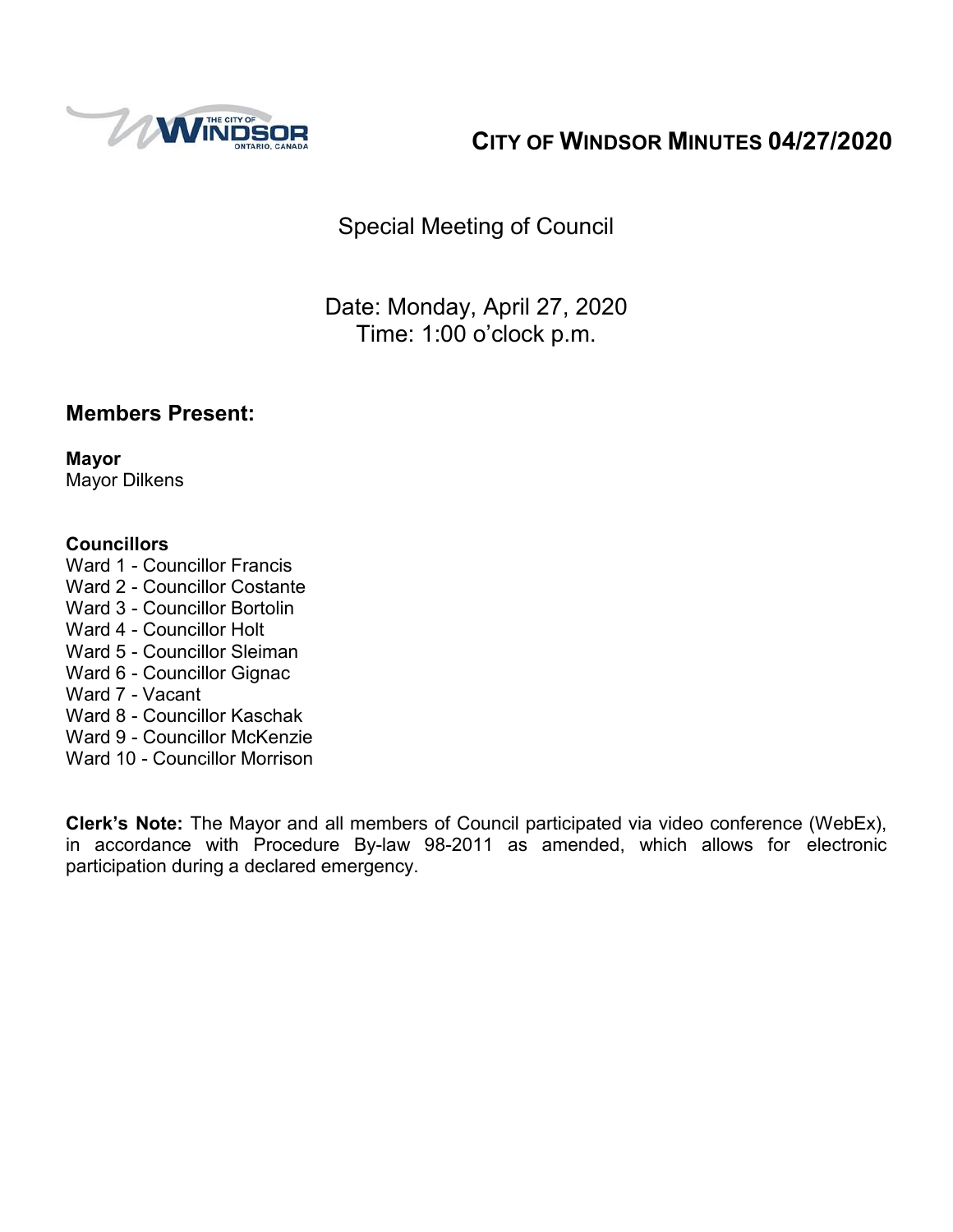# CITY OF WINDSOR MINUTES 04/27/2020

## Special Meeting of Council

Date: Monday, April 27, 2020
Time: 1:00 o'clock p.m.

## Members Present:

**Mayor**
Mayor Dilkens

**Councillors**
Ward 1 - Councillor Francis
Ward 2 - Councillor Costante
Ward 3 - Councillor Bortolin
Ward 4 - Councillor Holt
Ward 5 - Councillor Sleiman
Ward 6 - Councillor Gignac
Ward 7 - Vacant
Ward 8 - Councillor Kaschak
Ward 9 - Councillor McKenzie
Ward 10 - Councillor Morrison

**Clerk's Note:** The Mayor and all members of Council participated via video conference (WebEx), in accordance with Procedure By-law 98-2011 as amended, which allows for electronic participation during a declared emergency.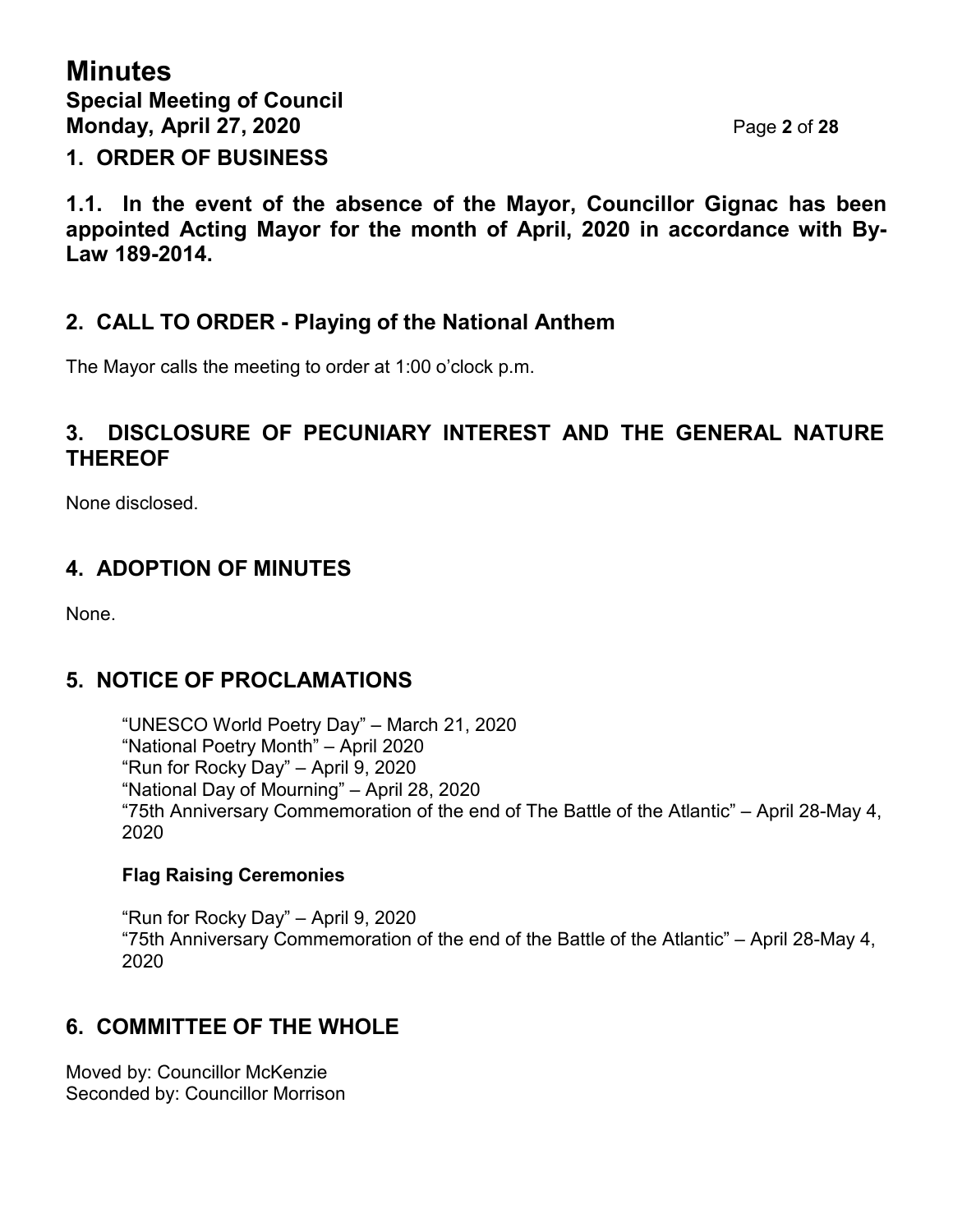# Minutes

## Special Meeting of Council
**Monday, April 27, 2020**

## 1. ORDER OF BUSINESS

**1.1. In the event of the absence of the Mayor, Councillor Gignac has been appointed Acting Mayor for the month of April, 2020 in accordance with By-Law 189-2014.**

## 2. CALL TO ORDER - Playing of the National Anthem

The Mayor calls the meeting to order at 1:00 o'clock p.m.

## 3. DISCLOSURE OF PECUNIARY INTEREST AND THE GENERAL NATURE THEREOF

None disclosed.

## 4. ADOPTION OF MINUTES

None.

## 5. NOTICE OF PROCLAMATIONS

"UNESCO World Poetry Day" – March 21, 2020
"National Poetry Month" – April 2020
"Run for Rocky Day" – April 9, 2020
"National Day of Mourning" – April 28, 2020
"75th Anniversary Commemoration of the end of The Battle of the Atlantic" – April 28-May 4, 2020

**Flag Raising Ceremonies**

"Run for Rocky Day" – April 9, 2020
"75th Anniversary Commemoration of the end of the Battle of the Atlantic" – April 28-May 4, 2020

## 6. COMMITTEE OF THE WHOLE

Moved by: Councillor McKenzie
Seconded by: Councillor Morrison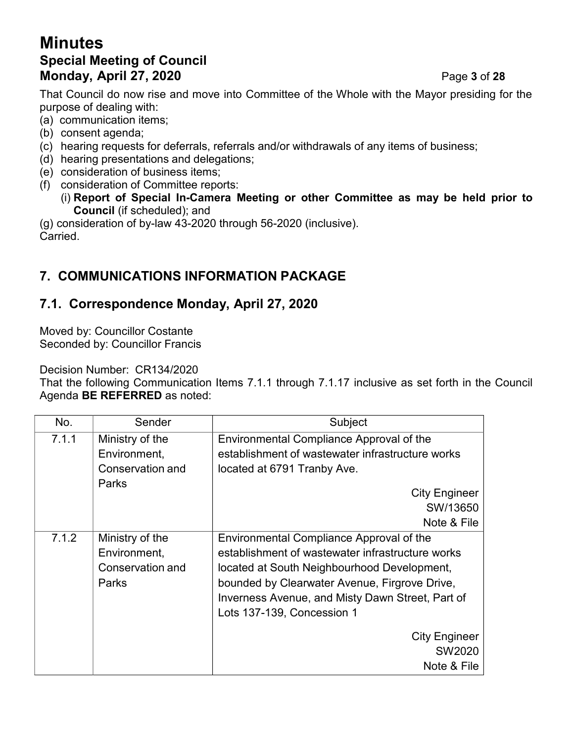That Council do now rise and move into Committee of the Whole with the Mayor presiding for the purpose of dealing with:

(a) communication items;
(b) consent agenda;
(c) hearing requests for deferrals, referrals and/or withdrawals of any items of business;
(d) hearing presentations and delegations;
(e) consideration of business items;
(f) consideration of Committee reports:
    (i) **Report of Special In-Camera Meeting or other Committee as may be held prior to Council** (if scheduled); and

(g) consideration of by-law 43-2020 through 56-2020 (inclusive).
Carried.

## 7. COMMUNICATIONS INFORMATION PACKAGE

### 7.1. Correspondence Monday, April 27, 2020

Moved by: Councillor Costante
Seconded by: Councillor Francis

Decision Number: CR134/2020
That the following Communication Items 7.1.1 through 7.1.17 inclusive as set forth in the Council Agenda **BE REFERRED** as noted:

| No. | Sender | Subject |
|---|---|---|
| 7.1.1 | Ministry of the Environment, Conservation and Parks | Environmental Compliance Approval of the establishment of wastewater infrastructure works located at 6791 Tranby Ave.<br>City Engineer<br>SW/13650<br>Note & File |
| 7.1.2 | Ministry of the Environment, Conservation and Parks | Environmental Compliance Approval of the establishment of wastewater infrastructure works located at South Neighbourhood Development, bounded by Clearwater Avenue, Firgrove Drive, Inverness Avenue, and Misty Dawn Street, Part of Lots 137-139, Concession 1<br>City Engineer<br>SW2020<br>Note & File |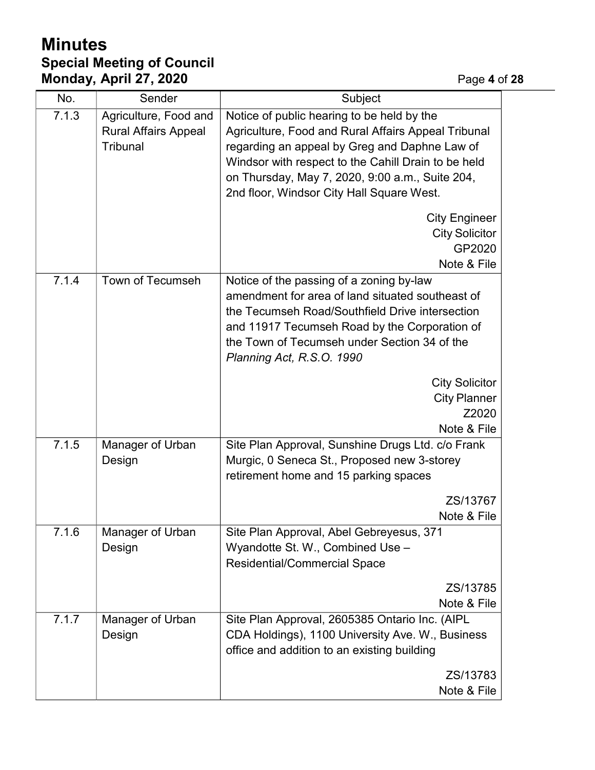# Minutes
## Special Meeting of Council
### Monday, April 27, 2020

| No. | Sender | Subject |
| --- | --- | --- |
| 7.1.3 | Agriculture, Food and Rural Affairs Appeal Tribunal | Notice of public hearing to be held by the Agriculture, Food and Rural Affairs Appeal Tribunal regarding an appeal by Greg and Daphne Law of Windsor with respect to the Cahill Drain to be held on Thursday, May 7, 2020, 9:00 a.m., Suite 204, 2nd floor, Windsor City Hall Square West.<br><br>City Engineer<br>City Solicitor<br>GP2020<br>Note & File |
| 7.1.4 | Town of Tecumseh | Notice of the passing of a zoning by-law amendment for area of land situated southeast of the Tecumseh Road/Southfield Drive intersection and 11917 Tecumseh Road by the Corporation of the Town of Tecumseh under Section 34 of the *Planning Act, R.S.O. 1990*<br><br>City Solicitor<br>City Planner<br>Z2020<br>Note & File |
| 7.1.5 | Manager of Urban Design | Site Plan Approval, Sunshine Drugs Ltd. c/o Frank Murgic, 0 Seneca St., Proposed new 3-storey retirement home and 15 parking spaces<br><br>ZS/13767<br>Note & File |
| 7.1.6 | Manager of Urban Design | Site Plan Approval, Abel Gebreyesus, 371 Wyandotte St. W., Combined Use – Residential/Commercial Space<br><br>ZS/13785<br>Note & File |
| 7.1.7 | Manager of Urban Design | Site Plan Approval, 2605385 Ontario Inc. (AIPL CDA Holdings), 1100 University Ave. W., Business office and addition to an existing building<br><br>ZS/13783<br>Note & File |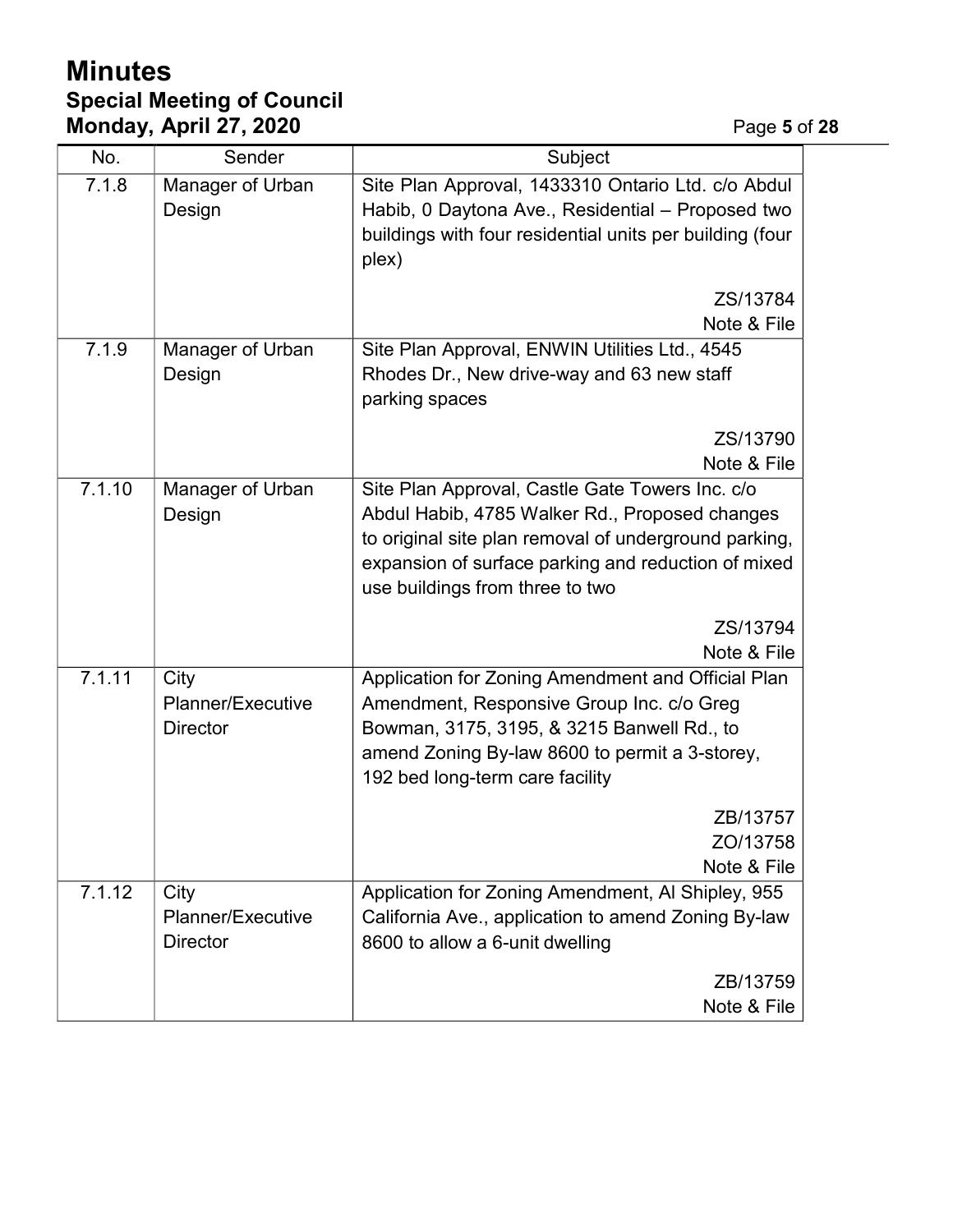| No. | Sender | Subject |
| --- | --- | --- |
| 7.1.8 | Manager of Urban Design | Site Plan Approval, 1433310 Ontario Ltd. c/o Abdul Habib, 0 Daytona Ave., Residential – Proposed two buildings with four residential units per building (four plex)<br><br>ZS/13784<br>Note & File |
| 7.1.9 | Manager of Urban Design | Site Plan Approval, ENWIN Utilities Ltd., 4545 Rhodes Dr., New drive-way and 63 new staff parking spaces<br><br>ZS/13790<br>Note & File |
| 7.1.10 | Manager of Urban Design | Site Plan Approval, Castle Gate Towers Inc. c/o Abdul Habib, 4785 Walker Rd., Proposed changes to original site plan removal of underground parking, expansion of surface parking and reduction of mixed use buildings from three to two<br><br>ZS/13794<br>Note & File |
| 7.1.11 | City Planner/Executive Director | Application for Zoning Amendment and Official Plan Amendment, Responsive Group Inc. c/o Greg Bowman, 3175, 3195, & 3215 Banwell Rd., to amend Zoning By-law 8600 to permit a 3-storey, 192 bed long-term care facility<br><br>ZB/13757<br>ZO/13758<br>Note & File |
| 7.1.12 | City Planner/Executive Director | Application for Zoning Amendment, Al Shipley, 955 California Ave., application to amend Zoning By-law 8600 to allow a 6-unit dwelling<br><br>ZB/13759<br>Note & File |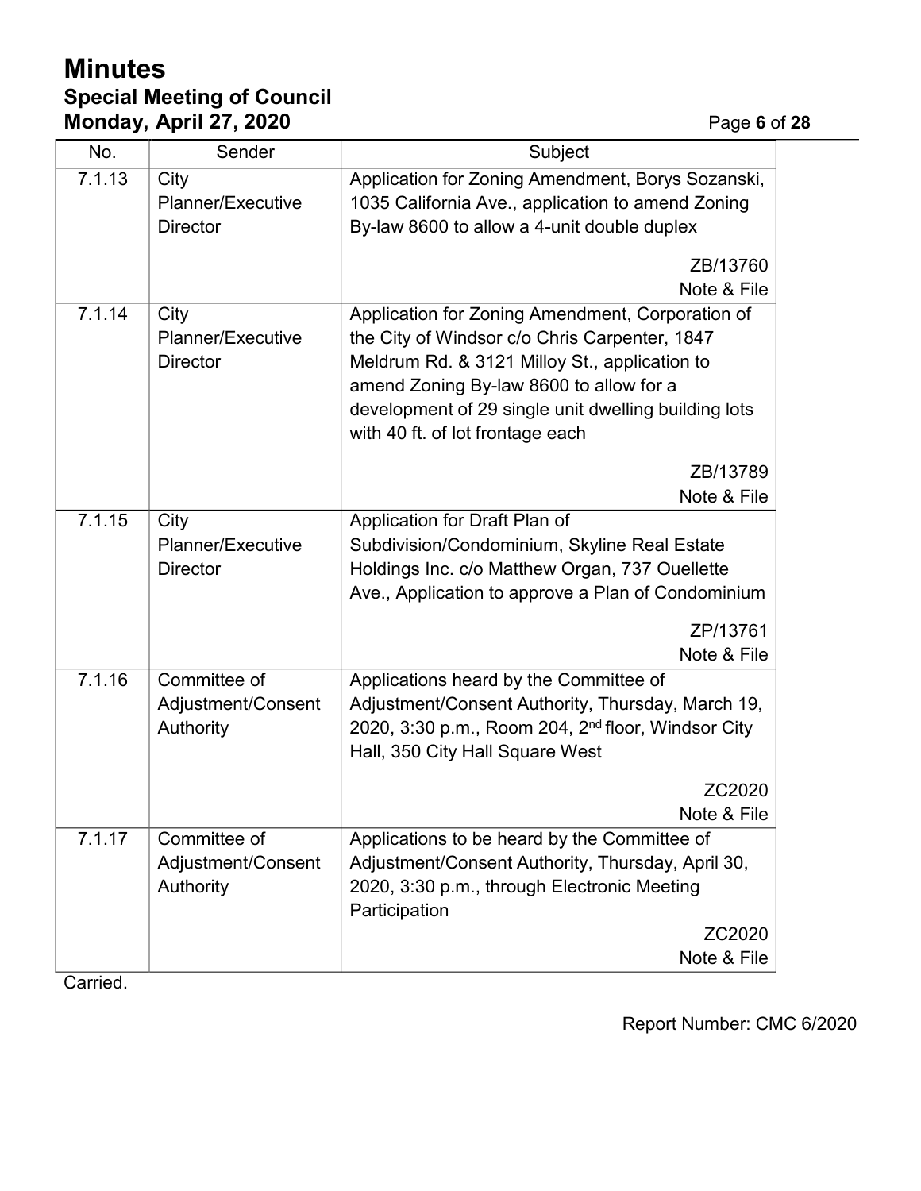| No. | Sender | Subject |
|---|---|---|
| 7.1.13 | City Planner/Executive Director | Application for Zoning Amendment, Borys Sozanski, 1035 California Ave., application to amend Zoning By-law 8600 to allow a 4-unit double duplex<br><br>ZB/13760<br>Note & File |
| 7.1.14 | City Planner/Executive Director | Application for Zoning Amendment, Corporation of the City of Windsor c/o Chris Carpenter, 1847 Meldrum Rd. & 3121 Milloy St., application to amend Zoning By-law 8600 to allow for a development of 29 single unit dwelling building lots with 40 ft. of lot frontage each<br><br>ZB/13789<br>Note & File |
| 7.1.15 | City Planner/Executive Director | Application for Draft Plan of Subdivision/Condominium, Skyline Real Estate Holdings Inc. c/o Matthew Organ, 737 Ouellette Ave., Application to approve a Plan of Condominium<br><br>ZP/13761<br>Note & File |
| 7.1.16 | Committee of Adjustment/Consent Authority | Applications heard by the Committee of Adjustment/Consent Authority, Thursday, March 19, 2020, 3:30 p.m., Room 204, 2nd floor, Windsor City Hall, 350 City Hall Square West<br><br>ZC2020<br>Note & File |
| 7.1.17 | Committee of Adjustment/Consent Authority | Applications to be heard by the Committee of Adjustment/Consent Authority, Thursday, April 30, 2020, 3:30 p.m., through Electronic Meeting Participation<br><br>ZC2020<br>Note & File |

Carried.

Report Number: CMC 6/2020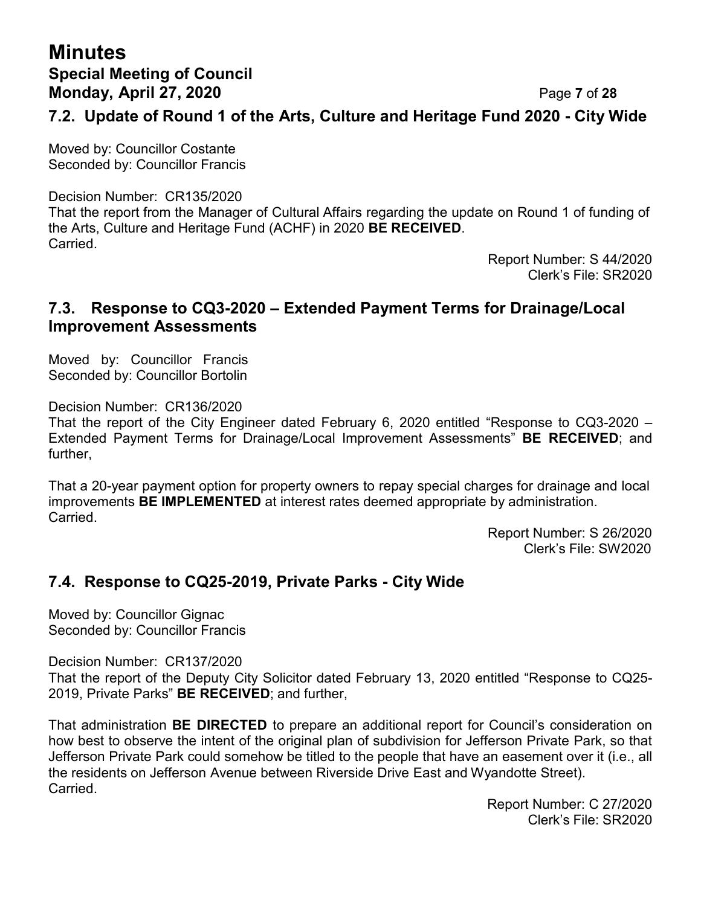## 7.2. Update of Round 1 of the Arts, Culture and Heritage Fund 2020 - City Wide

Moved by: Councillor Costante
Seconded by: Councillor Francis

Decision Number: CR135/2020
That the report from the Manager of Cultural Affairs regarding the update on Round 1 of funding of the Arts, Culture and Heritage Fund (ACHF) in 2020 **BE RECEIVED**.
Carried.

Report Number: S 44/2020
Clerk's File: SR2020

## 7.3. Response to CQ3-2020 – Extended Payment Terms for Drainage/Local Improvement Assessments

Moved by: Councillor Francis
Seconded by: Councillor Bortolin

Decision Number: CR136/2020
That the report of the City Engineer dated February 6, 2020 entitled "Response to CQ3-2020 – Extended Payment Terms for Drainage/Local Improvement Assessments" **BE RECEIVED**; and further,

That a 20-year payment option for property owners to repay special charges for drainage and local improvements **BE IMPLEMENTED** at interest rates deemed appropriate by administration.
Carried.

Report Number: S 26/2020
Clerk's File: SW2020

## 7.4. Response to CQ25-2019, Private Parks - City Wide

Moved by: Councillor Gignac
Seconded by: Councillor Francis

Decision Number: CR137/2020
That the report of the Deputy City Solicitor dated February 13, 2020 entitled "Response to CQ25-2019, Private Parks" **BE RECEIVED**; and further,

That administration **BE DIRECTED** to prepare an additional report for Council's consideration on how best to observe the intent of the original plan of subdivision for Jefferson Private Park, so that Jefferson Private Park could somehow be titled to the people that have an easement over it (i.e., all the residents on Jefferson Avenue between Riverside Drive East and Wyandotte Street).
Carried.

Report Number: C 27/2020
Clerk's File: SR2020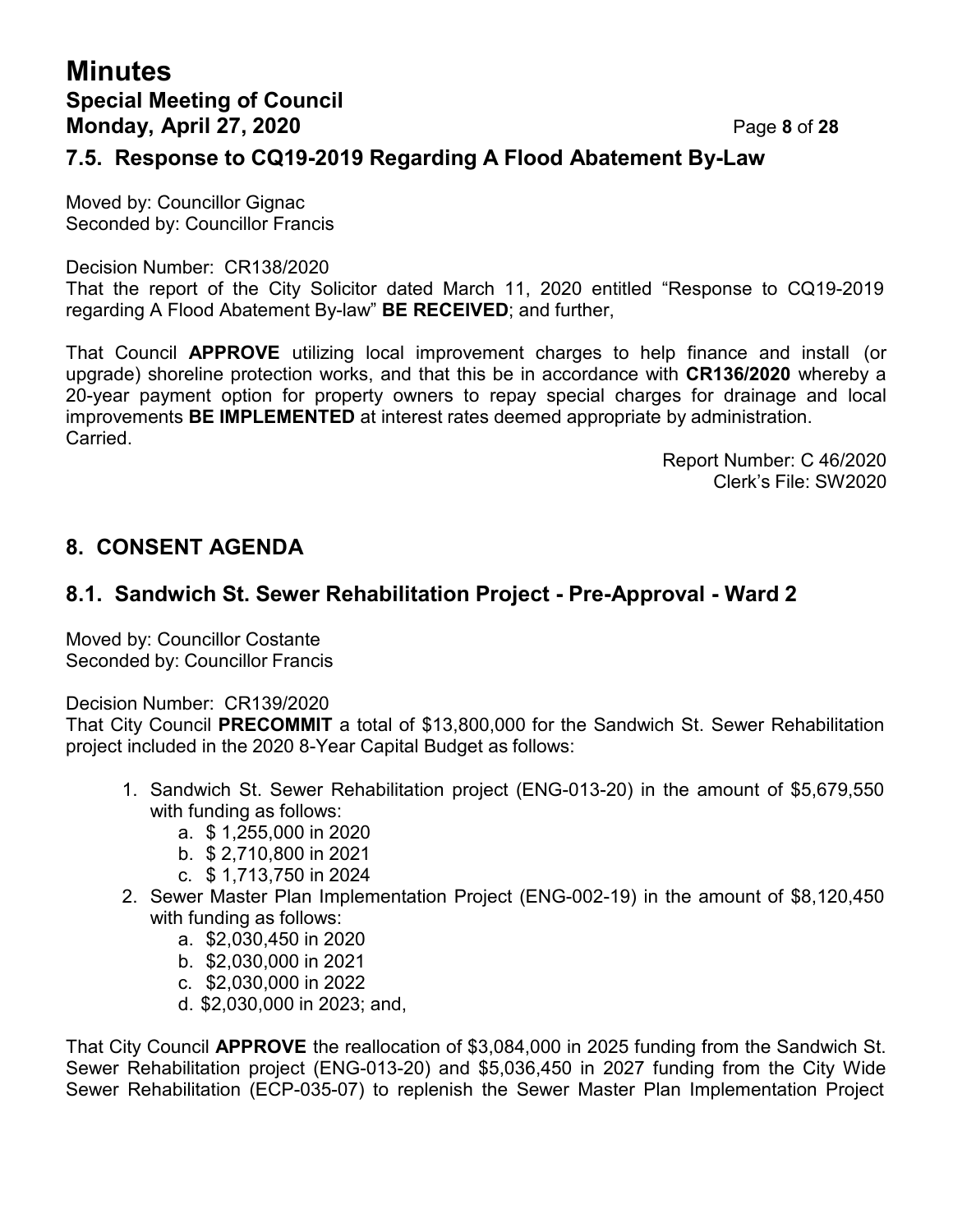## 7.5. Response to CQ19-2019 Regarding A Flood Abatement By-Law

Moved by: Councillor Gignac
Seconded by: Councillor Francis

Decision Number: CR138/2020
That the report of the City Solicitor dated March 11, 2020 entitled "Response to CQ19-2019 regarding A Flood Abatement By-law" **BE RECEIVED**; and further,

That Council **APPROVE** utilizing local improvement charges to help finance and install (or upgrade) shoreline protection works, and that this be in accordance with **CR136/2020** whereby a 20-year payment option for property owners to repay special charges for drainage and local improvements **BE IMPLEMENTED** at interest rates deemed appropriate by administration.
Carried.

Report Number: C 46/2020
Clerk's File: SW2020

# 8. CONSENT AGENDA

## 8.1. Sandwich St. Sewer Rehabilitation Project - Pre-Approval - Ward 2

Moved by: Councillor Costante
Seconded by: Councillor Francis

Decision Number: CR139/2020
That City Council **PRECOMMIT** a total of $13,800,000 for the Sandwich St. Sewer Rehabilitation project included in the 2020 8-Year Capital Budget as follows:

1. Sandwich St. Sewer Rehabilitation project (ENG-013-20) in the amount of $5,679,550 with funding as follows:
   a. $ 1,255,000 in 2020
   b. $ 2,710,800 in 2021
   c. $ 1,713,750 in 2024
2. Sewer Master Plan Implementation Project (ENG-002-19) in the amount of $8,120,450 with funding as follows:
   a. $2,030,450 in 2020
   b. $2,030,000 in 2021
   c. $2,030,000 in 2022
   d. $2,030,000 in 2023; and,

That City Council **APPROVE** the reallocation of $3,084,000 in 2025 funding from the Sandwich St. Sewer Rehabilitation project (ENG-013-20) and $5,036,450 in 2027 funding from the City Wide Sewer Rehabilitation (ECP-035-07) to replenish the Sewer Master Plan Implementation Project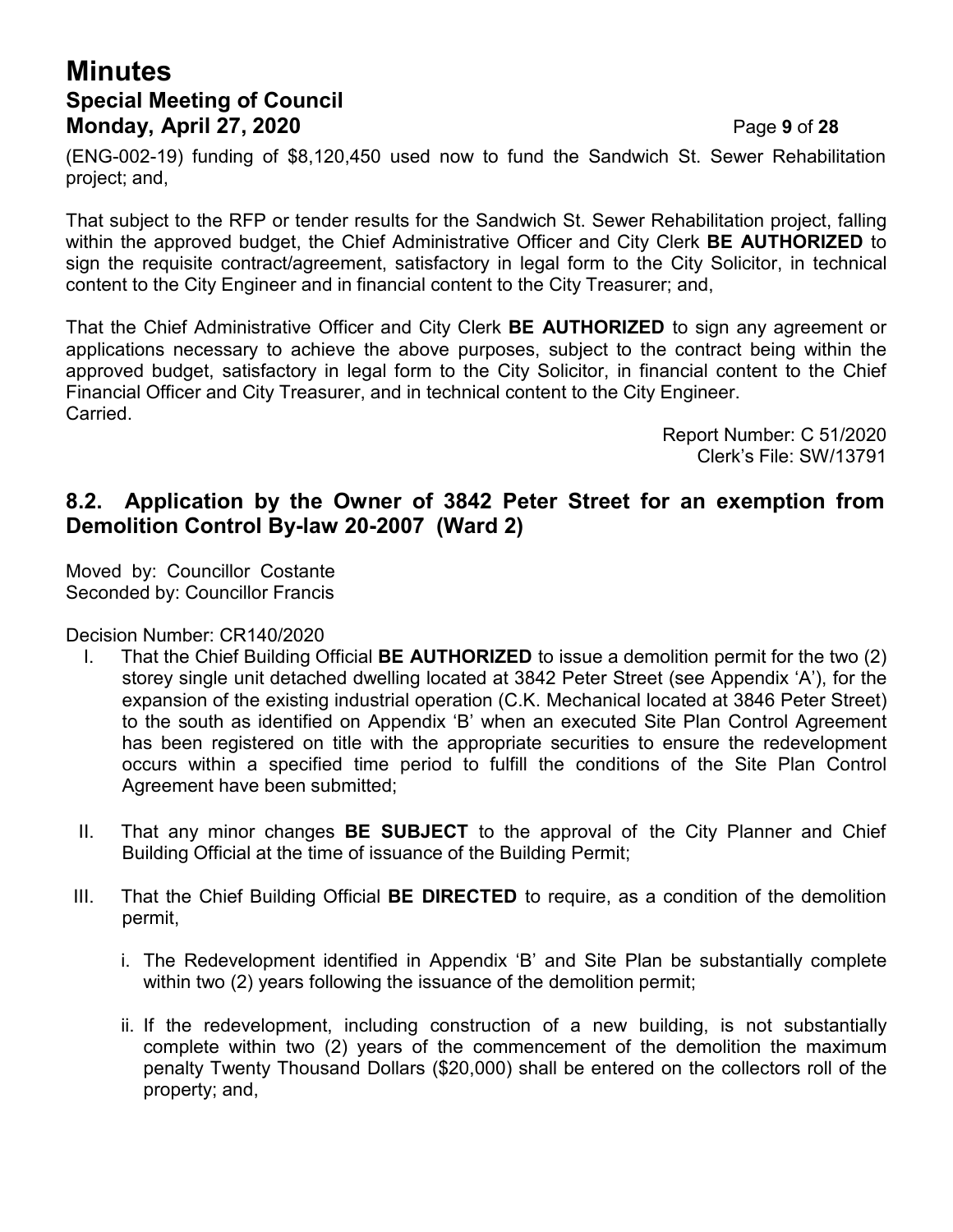(ENG-002-19) funding of $8,120,450 used now to fund the Sandwich St. Sewer Rehabilitation project; and,

That subject to the RFP or tender results for the Sandwich St. Sewer Rehabilitation project, falling within the approved budget, the Chief Administrative Officer and City Clerk **BE AUTHORIZED** to sign the requisite contract/agreement, satisfactory in legal form to the City Solicitor, in technical content to the City Engineer and in financial content to the City Treasurer; and,

That the Chief Administrative Officer and City Clerk **BE AUTHORIZED** to sign any agreement or applications necessary to achieve the above purposes, subject to the contract being within the approved budget, satisfactory in legal form to the City Solicitor, in financial content to the Chief Financial Officer and City Treasurer, and in technical content to the City Engineer.
Carried.

Report Number: C 51/2020
Clerk's File: SW/13791

## 8.2. Application by the Owner of 3842 Peter Street for an exemption from Demolition Control By-law 20-2007 (Ward 2)

Moved by: Councillor Costante
Seconded by: Councillor Francis

Decision Number: CR140/2020

I. That the Chief Building Official **BE AUTHORIZED** to issue a demolition permit for the two (2) storey single unit detached dwelling located at 3842 Peter Street (see Appendix 'A'), for the expansion of the existing industrial operation (C.K. Mechanical located at 3846 Peter Street) to the south as identified on Appendix 'B' when an executed Site Plan Control Agreement has been registered on title with the appropriate securities to ensure the redevelopment occurs within a specified time period to fulfill the conditions of the Site Plan Control Agreement have been submitted;

II. That any minor changes **BE SUBJECT** to the approval of the City Planner and Chief Building Official at the time of issuance of the Building Permit;

III. That the Chief Building Official **BE DIRECTED** to require, as a condition of the demolition permit,

   i. The Redevelopment identified in Appendix 'B' and Site Plan be substantially complete within two (2) years following the issuance of the demolition permit;

   ii. If the redevelopment, including construction of a new building, is not substantially complete within two (2) years of the commencement of the demolition the maximum penalty Twenty Thousand Dollars ($20,000) shall be entered on the collectors roll of the property; and,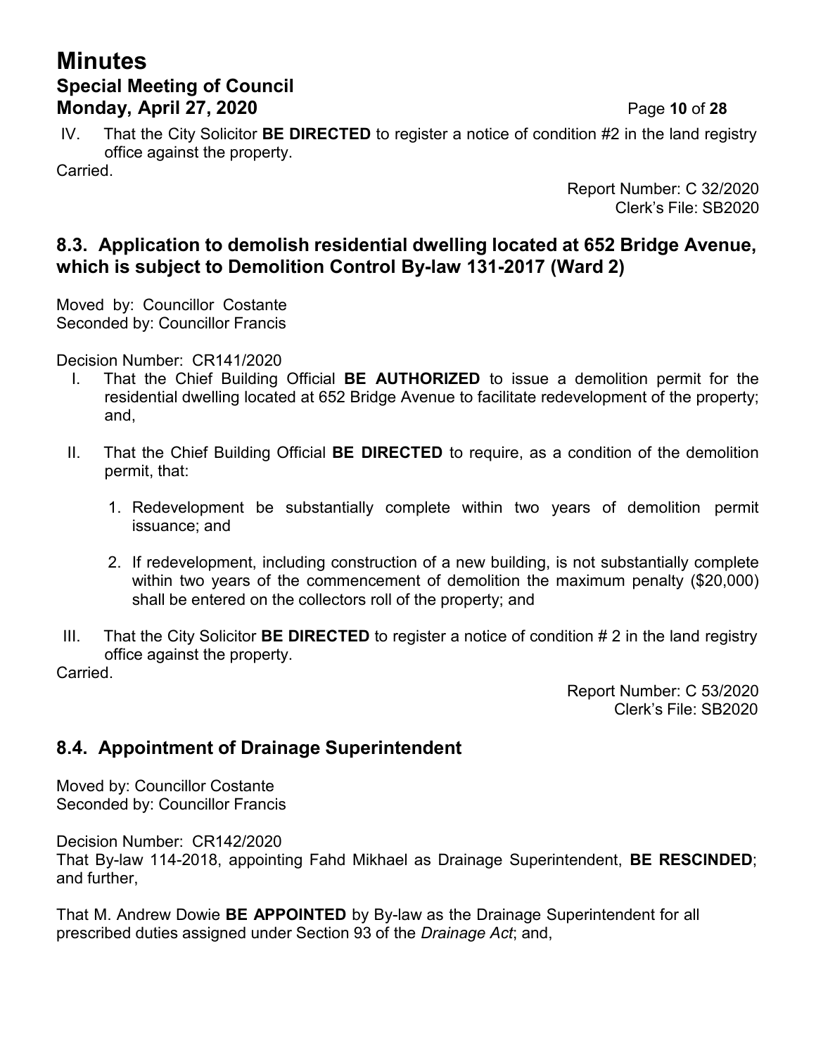IV. That the City Solicitor **BE DIRECTED** to register a notice of condition #2 in the land registry office against the property.

Carried.

Report Number: C 32/2020
Clerk's File: SB2020

## 8.3. Application to demolish residential dwelling located at 652 Bridge Avenue, which is subject to Demolition Control By-law 131-2017 (Ward 2)

Moved by: Councillor Costante
Seconded by: Councillor Francis

Decision Number: CR141/2020

I. That the Chief Building Official **BE AUTHORIZED** to issue a demolition permit for the residential dwelling located at 652 Bridge Avenue to facilitate redevelopment of the property; and,

II. That the Chief Building Official **BE DIRECTED** to require, as a condition of the demolition permit, that:

   1. Redevelopment be substantially complete within two years of demolition permit issuance; and

   2. If redevelopment, including construction of a new building, is not substantially complete within two years of the commencement of demolition the maximum penalty ($20,000) shall be entered on the collectors roll of the property; and

III. That the City Solicitor **BE DIRECTED** to register a notice of condition # 2 in the land registry office against the property.

Carried.

Report Number: C 53/2020
Clerk's File: SB2020

## 8.4. Appointment of Drainage Superintendent

Moved by: Councillor Costante
Seconded by: Councillor Francis

Decision Number: CR142/2020

That By-law 114-2018, appointing Fahd Mikhael as Drainage Superintendent, **BE RESCINDED**; and further,

That M. Andrew Dowie **BE APPOINTED** by By-law as the Drainage Superintendent for all prescribed duties assigned under Section 93 of the *Drainage Act*; and,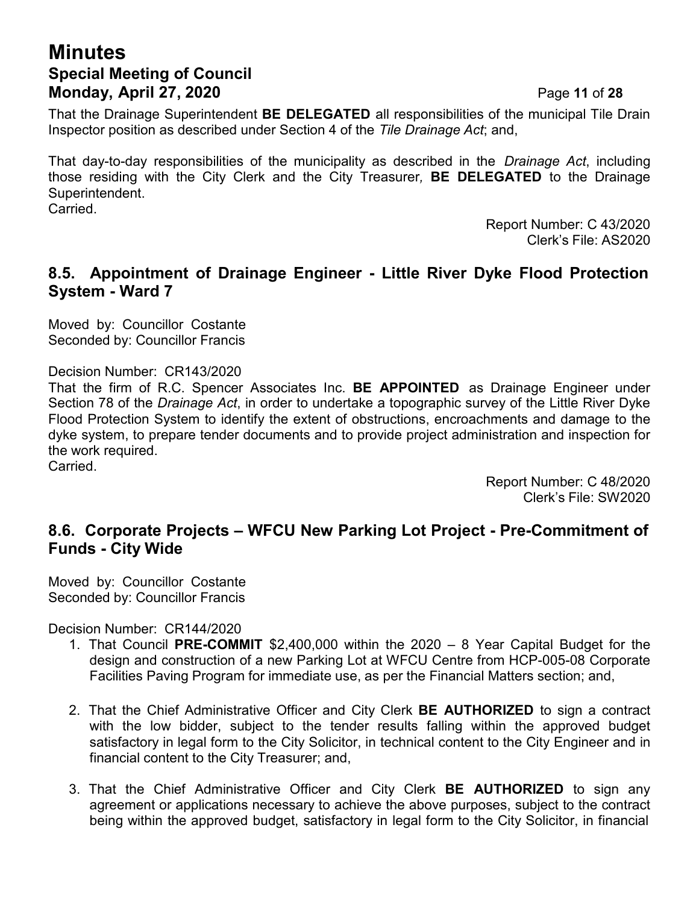That the Drainage Superintendent **BE DELEGATED** all responsibilities of the municipal Tile Drain Inspector position as described under Section 4 of the *Tile Drainage Act*; and,

That day-to-day responsibilities of the municipality as described in the *Drainage Act*, including those residing with the City Clerk and the City Treasurer*,* **BE DELEGATED** to the Drainage Superintendent.
Carried.

Report Number: C 43/2020
Clerk's File: AS2020

## 8.5. Appointment of Drainage Engineer - Little River Dyke Flood Protection System - Ward 7

Moved by: Councillor Costante
Seconded by: Councillor Francis

Decision Number: CR143/2020
That the firm of R.C. Spencer Associates Inc. **BE APPOINTED** as Drainage Engineer under Section 78 of the *Drainage Act*, in order to undertake a topographic survey of the Little River Dyke Flood Protection System to identify the extent of obstructions, encroachments and damage to the dyke system, to prepare tender documents and to provide project administration and inspection for the work required.
Carried.

Report Number: C 48/2020
Clerk's File: SW2020

## 8.6. Corporate Projects – WFCU New Parking Lot Project - Pre-Commitment of Funds - City Wide

Moved by: Councillor Costante
Seconded by: Councillor Francis

Decision Number: CR144/2020

1. That Council **PRE-COMMIT** $2,400,000 within the 2020 – 8 Year Capital Budget for the design and construction of a new Parking Lot at WFCU Centre from HCP-005-08 Corporate Facilities Paving Program for immediate use, as per the Financial Matters section; and,

2. That the Chief Administrative Officer and City Clerk **BE AUTHORIZED** to sign a contract with the low bidder, subject to the tender results falling within the approved budget satisfactory in legal form to the City Solicitor, in technical content to the City Engineer and in financial content to the City Treasurer; and,

3. That the Chief Administrative Officer and City Clerk **BE AUTHORIZED** to sign any agreement or applications necessary to achieve the above purposes, subject to the contract being within the approved budget, satisfactory in legal form to the City Solicitor, in financial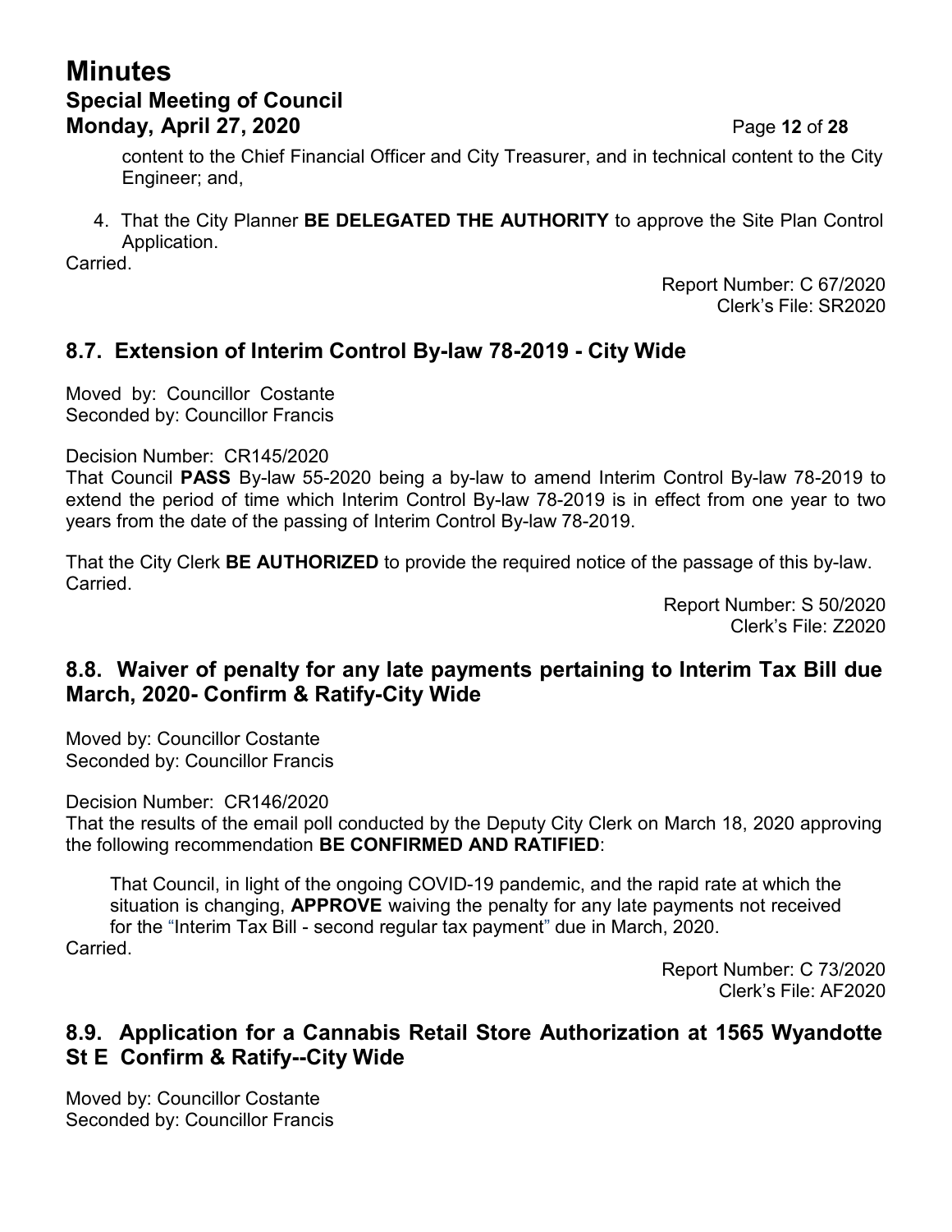content to the Chief Financial Officer and City Treasurer, and in technical content to the City Engineer; and,

4. That the City Planner **BE DELEGATED THE AUTHORITY** to approve the Site Plan Control Application.

Carried.

Report Number: C 67/2020
Clerk's File: SR2020

## 8.7. Extension of Interim Control By-law 78-2019 - City Wide

Moved by: Councillor Costante
Seconded by: Councillor Francis

Decision Number: CR145/2020
That Council **PASS** By-law 55-2020 being a by-law to amend Interim Control By-law 78-2019 to extend the period of time which Interim Control By-law 78-2019 is in effect from one year to two years from the date of the passing of Interim Control By-law 78-2019.

That the City Clerk **BE AUTHORIZED** to provide the required notice of the passage of this by-law.
Carried.

Report Number: S 50/2020
Clerk's File: Z2020

## 8.8. Waiver of penalty for any late payments pertaining to Interim Tax Bill due March, 2020- Confirm & Ratify-City Wide

Moved by: Councillor Costante
Seconded by: Councillor Francis

Decision Number: CR146/2020
That the results of the email poll conducted by the Deputy City Clerk on March 18, 2020 approving the following recommendation **BE CONFIRMED AND RATIFIED**:

> That Council, in light of the ongoing COVID-19 pandemic, and the rapid rate at which the situation is changing, **APPROVE** waiving the penalty for any late payments not received for the "Interim Tax Bill - second regular tax payment" due in March, 2020.

Carried.

Report Number: C 73/2020
Clerk's File: AF2020

## 8.9. Application for a Cannabis Retail Store Authorization at 1565 Wyandotte St E Confirm & Ratify--City Wide

Moved by: Councillor Costante
Seconded by: Councillor Francis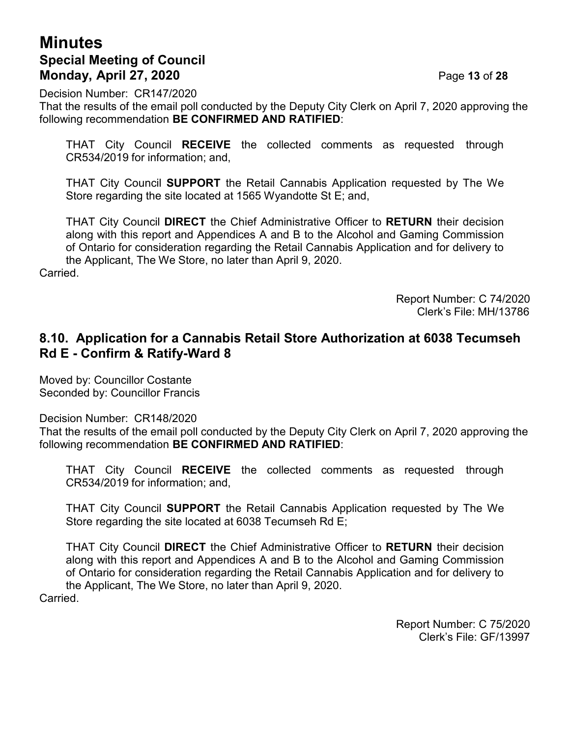Decision Number: CR147/2020

That the results of the email poll conducted by the Deputy City Clerk on April 7, 2020 approving the following recommendation **BE CONFIRMED AND RATIFIED**:

THAT City Council **RECEIVE** the collected comments as requested through CR534/2019 for information; and,

THAT City Council **SUPPORT** the Retail Cannabis Application requested by The We Store regarding the site located at 1565 Wyandotte St E; and,

THAT City Council **DIRECT** the Chief Administrative Officer to **RETURN** their decision along with this report and Appendices A and B to the Alcohol and Gaming Commission of Ontario for consideration regarding the Retail Cannabis Application and for delivery to the Applicant, The We Store, no later than April 9, 2020.

Carried.

Report Number: C 74/2020
Clerk's File: MH/13786

## 8.10. Application for a Cannabis Retail Store Authorization at 6038 Tecumseh Rd E - Confirm & Ratify-Ward 8

Moved by: Councillor Costante
Seconded by: Councillor Francis

Decision Number: CR148/2020

That the results of the email poll conducted by the Deputy City Clerk on April 7, 2020 approving the following recommendation **BE CONFIRMED AND RATIFIED**:

THAT City Council **RECEIVE** the collected comments as requested through CR534/2019 for information; and,

THAT City Council **SUPPORT** the Retail Cannabis Application requested by The We Store regarding the site located at 6038 Tecumseh Rd E;

THAT City Council **DIRECT** the Chief Administrative Officer to **RETURN** their decision along with this report and Appendices A and B to the Alcohol and Gaming Commission of Ontario for consideration regarding the Retail Cannabis Application and for delivery to the Applicant, The We Store, no later than April 9, 2020.

Carried.

Report Number: C 75/2020
Clerk's File: GF/13997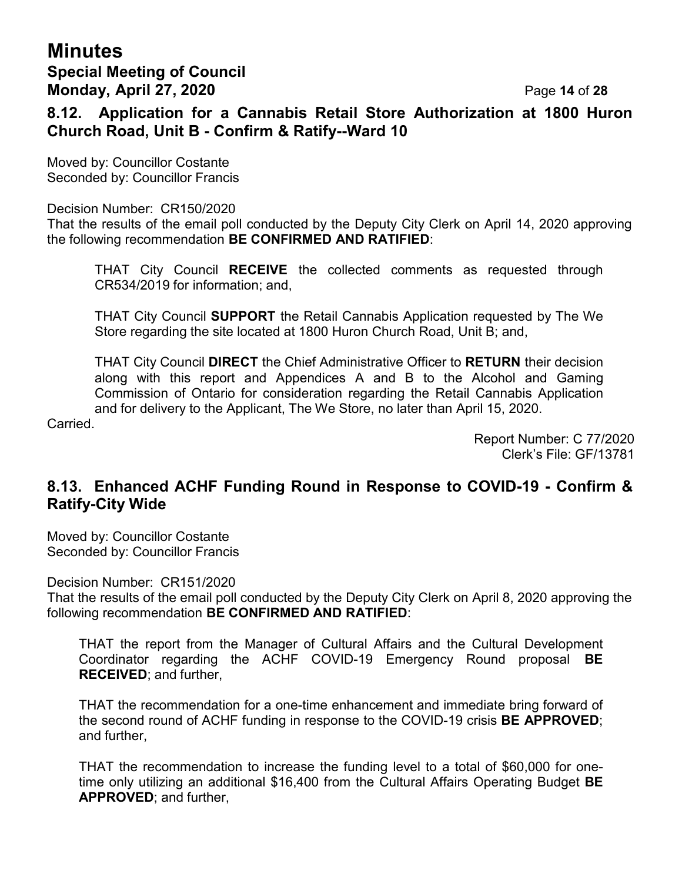## 8.12. Application for a Cannabis Retail Store Authorization at 1800 Huron Church Road, Unit B - Confirm & Ratify--Ward 10

Moved by: Councillor Costante
Seconded by: Councillor Francis

Decision Number: CR150/2020
That the results of the email poll conducted by the Deputy City Clerk on April 14, 2020 approving the following recommendation **BE CONFIRMED AND RATIFIED**:

> THAT City Council **RECEIVE** the collected comments as requested through CR534/2019 for information; and,
>
> THAT City Council **SUPPORT** the Retail Cannabis Application requested by The We Store regarding the site located at 1800 Huron Church Road, Unit B; and,
>
> THAT City Council **DIRECT** the Chief Administrative Officer to **RETURN** their decision along with this report and Appendices A and B to the Alcohol and Gaming Commission of Ontario for consideration regarding the Retail Cannabis Application and for delivery to the Applicant, The We Store, no later than April 15, 2020.

Carried.

Report Number: C 77/2020
Clerk's File: GF/13781

## 8.13. Enhanced ACHF Funding Round in Response to COVID-19 - Confirm & Ratify-City Wide

Moved by: Councillor Costante
Seconded by: Councillor Francis

Decision Number: CR151/2020
That the results of the email poll conducted by the Deputy City Clerk on April 8, 2020 approving the following recommendation **BE CONFIRMED AND RATIFIED**:

> THAT the report from the Manager of Cultural Affairs and the Cultural Development Coordinator regarding the ACHF COVID-19 Emergency Round proposal **BE RECEIVED**; and further,
>
> THAT the recommendation for a one-time enhancement and immediate bring forward of the second round of ACHF funding in response to the COVID-19 crisis **BE APPROVED**; and further,
>
> THAT the recommendation to increase the funding level to a total of $60,000 for one-time only utilizing an additional $16,400 from the Cultural Affairs Operating Budget **BE APPROVED**; and further,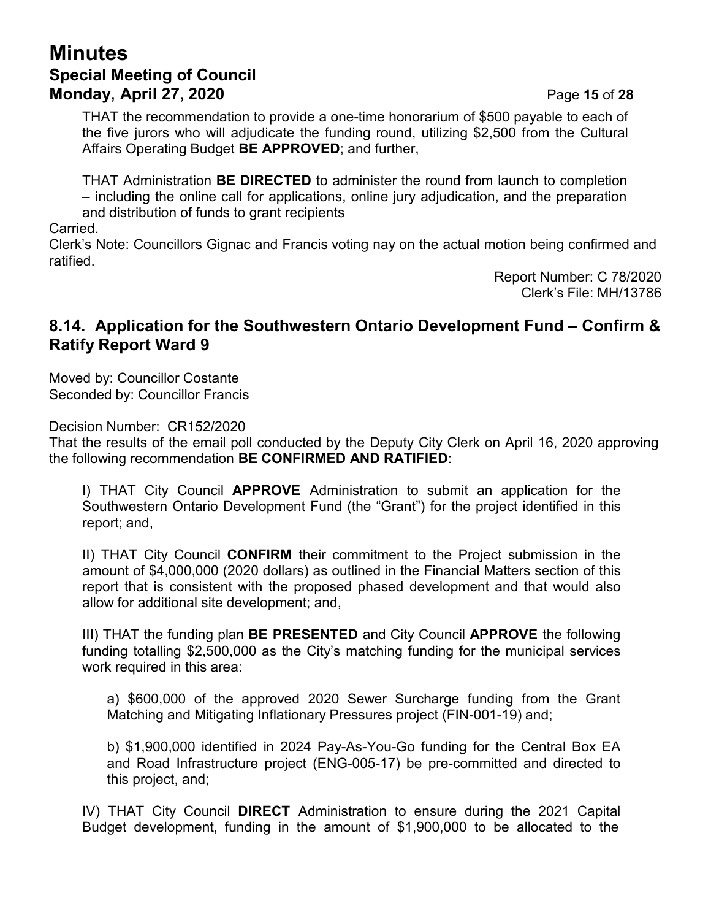THAT the recommendation to provide a one-time honorarium of $500 payable to each of the five jurors who will adjudicate the funding round, utilizing $2,500 from the Cultural Affairs Operating Budget **BE APPROVED**; and further,

THAT Administration **BE DIRECTED** to administer the round from launch to completion – including the online call for applications, online jury adjudication, and the preparation and distribution of funds to grant recipients

Carried.

Clerk's Note: Councillors Gignac and Francis voting nay on the actual motion being confirmed and ratified.

Report Number: C 78/2020
Clerk's File: MH/13786

## 8.14. Application for the Southwestern Ontario Development Fund – Confirm & Ratify Report Ward 9

Moved by: Councillor Costante
Seconded by: Councillor Francis

Decision Number: CR152/2020

That the results of the email poll conducted by the Deputy City Clerk on April 16, 2020 approving the following recommendation **BE CONFIRMED AND RATIFIED**:

I) THAT City Council **APPROVE** Administration to submit an application for the Southwestern Ontario Development Fund (the "Grant") for the project identified in this report; and,

II) THAT City Council **CONFIRM** their commitment to the Project submission in the amount of $4,000,000 (2020 dollars) as outlined in the Financial Matters section of this report that is consistent with the proposed phased development and that would also allow for additional site development; and,

III) THAT the funding plan **BE PRESENTED** and City Council **APPROVE** the following funding totalling $2,500,000 as the City's matching funding for the municipal services work required in this area:

a) $600,000 of the approved 2020 Sewer Surcharge funding from the Grant Matching and Mitigating Inflationary Pressures project (FIN-001-19) and;

b) $1,900,000 identified in 2024 Pay-As-You-Go funding for the Central Box EA and Road Infrastructure project (ENG-005-17) be pre-committed and directed to this project, and;

IV) THAT City Council **DIRECT** Administration to ensure during the 2021 Capital Budget development, funding in the amount of $1,900,000 to be allocated to the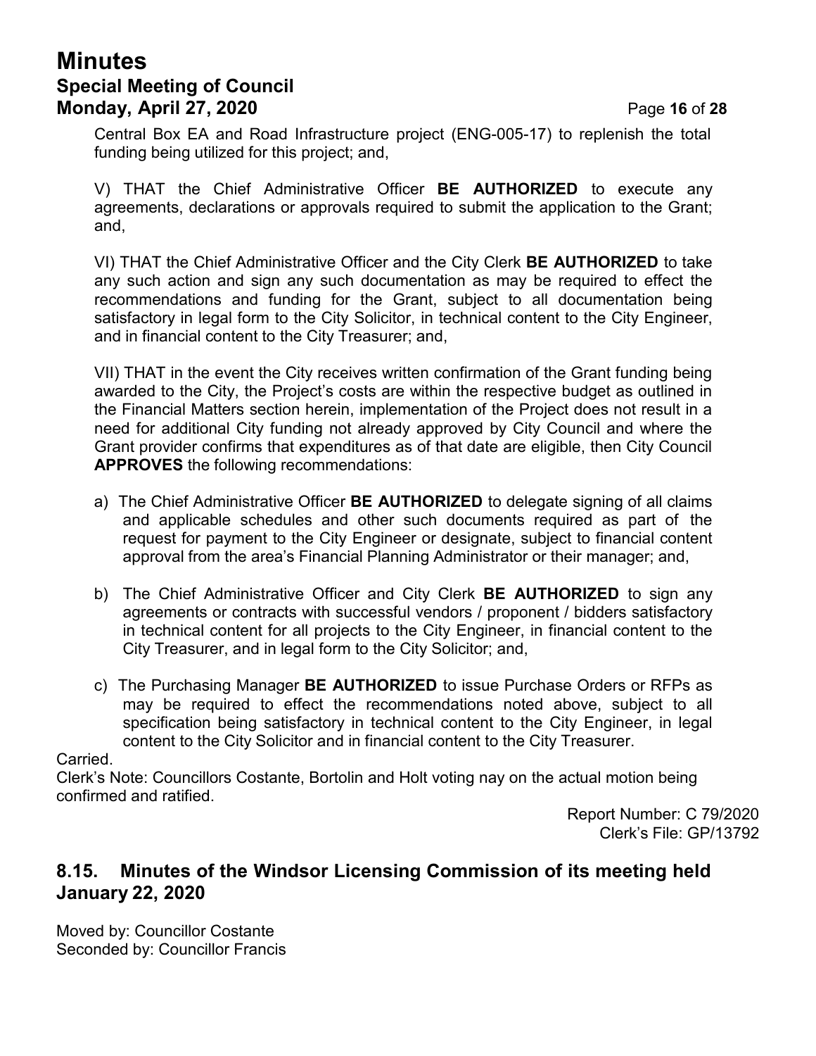Central Box EA and Road Infrastructure project (ENG-005-17) to replenish the total funding being utilized for this project; and,

V) THAT the Chief Administrative Officer **BE AUTHORIZED** to execute any agreements, declarations or approvals required to submit the application to the Grant; and,

VI) THAT the Chief Administrative Officer and the City Clerk **BE AUTHORIZED** to take any such action and sign any such documentation as may be required to effect the recommendations and funding for the Grant, subject to all documentation being satisfactory in legal form to the City Solicitor, in technical content to the City Engineer, and in financial content to the City Treasurer; and,

VII) THAT in the event the City receives written confirmation of the Grant funding being awarded to the City, the Project's costs are within the respective budget as outlined in the Financial Matters section herein, implementation of the Project does not result in a need for additional City funding not already approved by City Council and where the Grant provider confirms that expenditures as of that date are eligible, then City Council **APPROVES** the following recommendations:

a) The Chief Administrative Officer **BE AUTHORIZED** to delegate signing of all claims and applicable schedules and other such documents required as part of the request for payment to the City Engineer or designate, subject to financial content approval from the area's Financial Planning Administrator or their manager; and,

b) The Chief Administrative Officer and City Clerk **BE AUTHORIZED** to sign any agreements or contracts with successful vendors / proponent / bidders satisfactory in technical content for all projects to the City Engineer, in financial content to the City Treasurer, and in legal form to the City Solicitor; and,

c) The Purchasing Manager **BE AUTHORIZED** to issue Purchase Orders or RFPs as may be required to effect the recommendations noted above, subject to all specification being satisfactory in technical content to the City Engineer, in legal content to the City Solicitor and in financial content to the City Treasurer.

Carried.

Clerk's Note: Councillors Costante, Bortolin and Holt voting nay on the actual motion being confirmed and ratified.

Report Number: C 79/2020
Clerk's File: GP/13792

## 8.15. Minutes of the Windsor Licensing Commission of its meeting held January 22, 2020

Moved by: Councillor Costante
Seconded by: Councillor Francis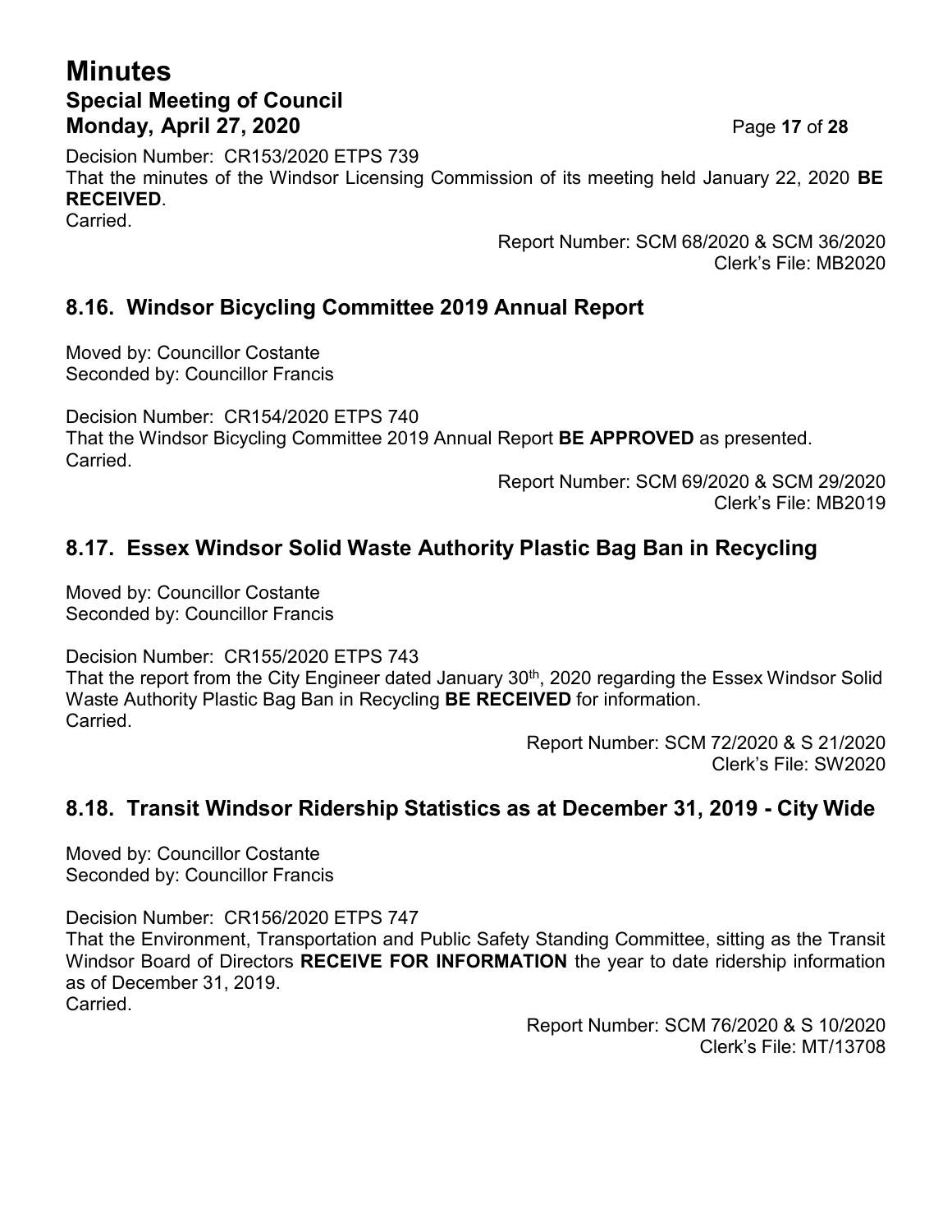Decision Number: CR153/2020 ETPS 739
That the minutes of the Windsor Licensing Commission of its meeting held January 22, 2020 **BE RECEIVED**.
Carried.

Report Number: SCM 68/2020 & SCM 36/2020
Clerk's File: MB2020

## 8.16. Windsor Bicycling Committee 2019 Annual Report

Moved by: Councillor Costante
Seconded by: Councillor Francis

Decision Number: CR154/2020 ETPS 740
That the Windsor Bicycling Committee 2019 Annual Report **BE APPROVED** as presented.
Carried.

Report Number: SCM 69/2020 & SCM 29/2020
Clerk's File: MB2019

## 8.17. Essex Windsor Solid Waste Authority Plastic Bag Ban in Recycling

Moved by: Councillor Costante
Seconded by: Councillor Francis

Decision Number: CR155/2020 ETPS 743
That the report from the City Engineer dated January 30th, 2020 regarding the Essex Windsor Solid Waste Authority Plastic Bag Ban in Recycling **BE RECEIVED** for information.
Carried.

Report Number: SCM 72/2020 & S 21/2020
Clerk's File: SW2020

## 8.18. Transit Windsor Ridership Statistics as at December 31, 2019 - City Wide

Moved by: Councillor Costante
Seconded by: Councillor Francis

Decision Number: CR156/2020 ETPS 747
That the Environment, Transportation and Public Safety Standing Committee, sitting as the Transit Windsor Board of Directors **RECEIVE FOR INFORMATION** the year to date ridership information as of December 31, 2019.
Carried.

Report Number: SCM 76/2020 & S 10/2020
Clerk's File: MT/13708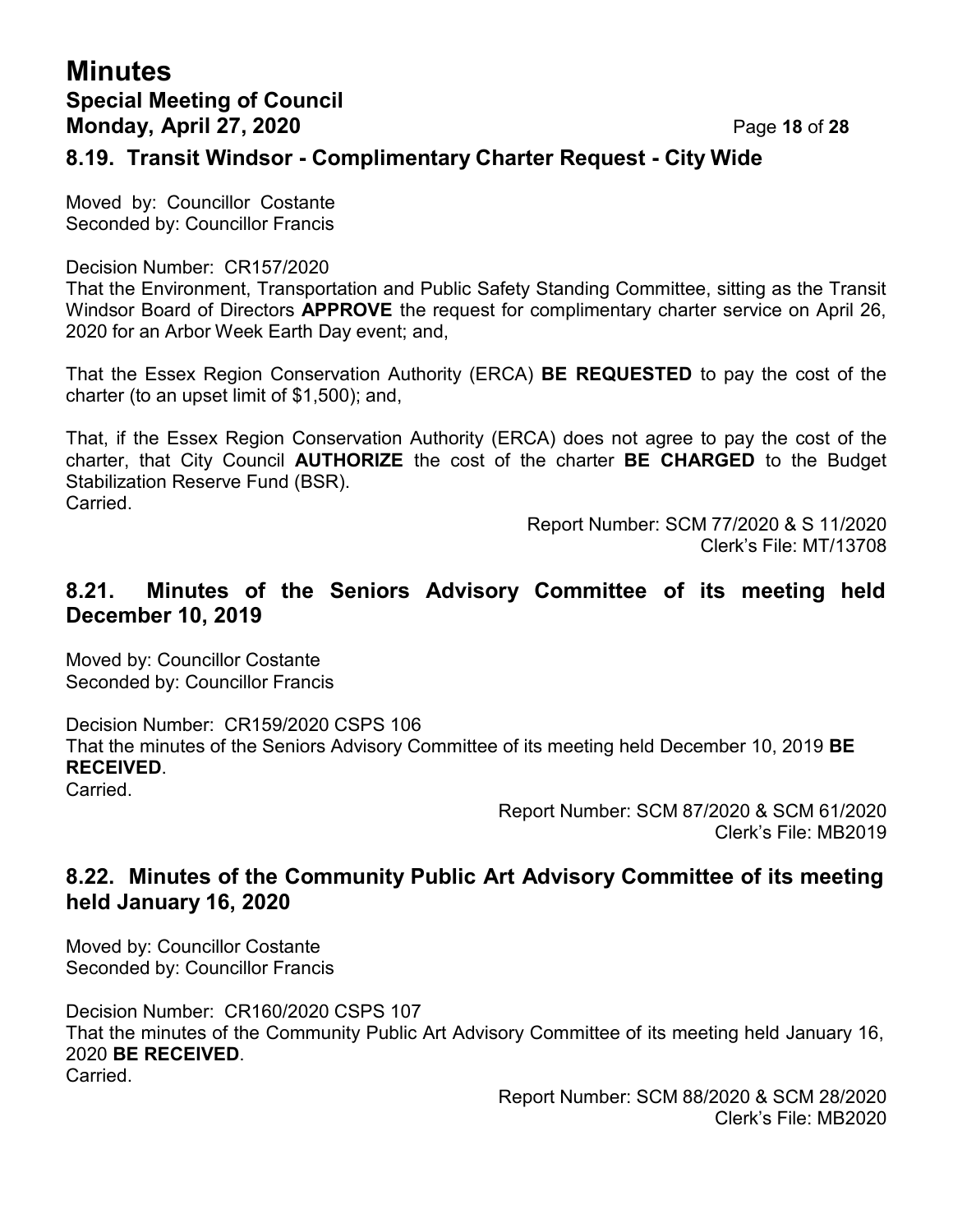### 8.19. Transit Windsor - Complimentary Charter Request - City Wide

Moved by: Councillor Costante
Seconded by: Councillor Francis

Decision Number: CR157/2020
That the Environment, Transportation and Public Safety Standing Committee, sitting as the Transit Windsor Board of Directors **APPROVE** the request for complimentary charter service on April 26, 2020 for an Arbor Week Earth Day event; and,

That the Essex Region Conservation Authority (ERCA) **BE REQUESTED** to pay the cost of the charter (to an upset limit of $1,500); and,

That, if the Essex Region Conservation Authority (ERCA) does not agree to pay the cost of the charter, that City Council **AUTHORIZE** the cost of the charter **BE CHARGED** to the Budget Stabilization Reserve Fund (BSR).
Carried.

Report Number: SCM 77/2020 & S 11/2020
Clerk's File: MT/13708

### 8.21. Minutes of the Seniors Advisory Committee of its meeting held December 10, 2019

Moved by: Councillor Costante
Seconded by: Councillor Francis

Decision Number: CR159/2020 CSPS 106
That the minutes of the Seniors Advisory Committee of its meeting held December 10, 2019 **BE RECEIVED**.
Carried.

Report Number: SCM 87/2020 & SCM 61/2020
Clerk's File: MB2019

### 8.22. Minutes of the Community Public Art Advisory Committee of its meeting held January 16, 2020

Moved by: Councillor Costante
Seconded by: Councillor Francis

Decision Number: CR160/2020 CSPS 107
That the minutes of the Community Public Art Advisory Committee of its meeting held January 16, 2020 **BE RECEIVED**.
Carried.

Report Number: SCM 88/2020 & SCM 28/2020
Clerk's File: MB2020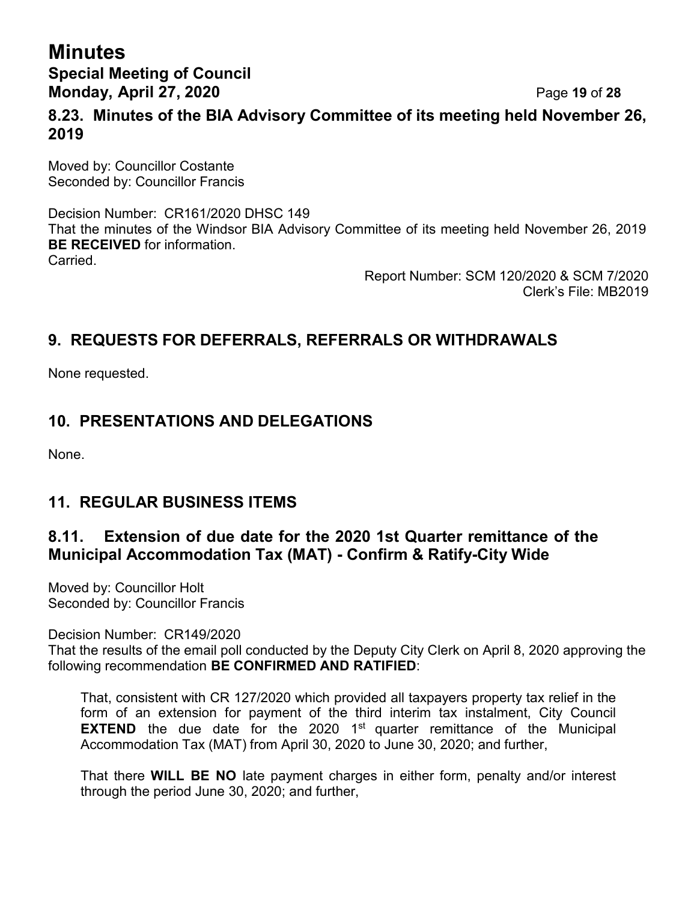## 8.23. Minutes of the BIA Advisory Committee of its meeting held November 26, 2019

Moved by: Councillor Costante
Seconded by: Councillor Francis

Decision Number: CR161/2020 DHSC 149
That the minutes of the Windsor BIA Advisory Committee of its meeting held November 26, 2019 **BE RECEIVED** for information.
Carried.

Report Number: SCM 120/2020 & SCM 7/2020
Clerk's File: MB2019

## 9. REQUESTS FOR DEFERRALS, REFERRALS OR WITHDRAWALS

None requested.

## 10. PRESENTATIONS AND DELEGATIONS

None.

## 11. REGULAR BUSINESS ITEMS

## 8.11. Extension of due date for the 2020 1st Quarter remittance of the Municipal Accommodation Tax (MAT) - Confirm & Ratify-City Wide

Moved by: Councillor Holt
Seconded by: Councillor Francis

Decision Number: CR149/2020
That the results of the email poll conducted by the Deputy City Clerk on April 8, 2020 approving the following recommendation **BE CONFIRMED AND RATIFIED**:

> That, consistent with CR 127/2020 which provided all taxpayers property tax relief in the form of an extension for payment of the third interim tax instalment, City Council **EXTEND** the due date for the 2020 1st quarter remittance of the Municipal Accommodation Tax (MAT) from April 30, 2020 to June 30, 2020; and further,
>
> That there **WILL BE NO** late payment charges in either form, penalty and/or interest through the period June 30, 2020; and further,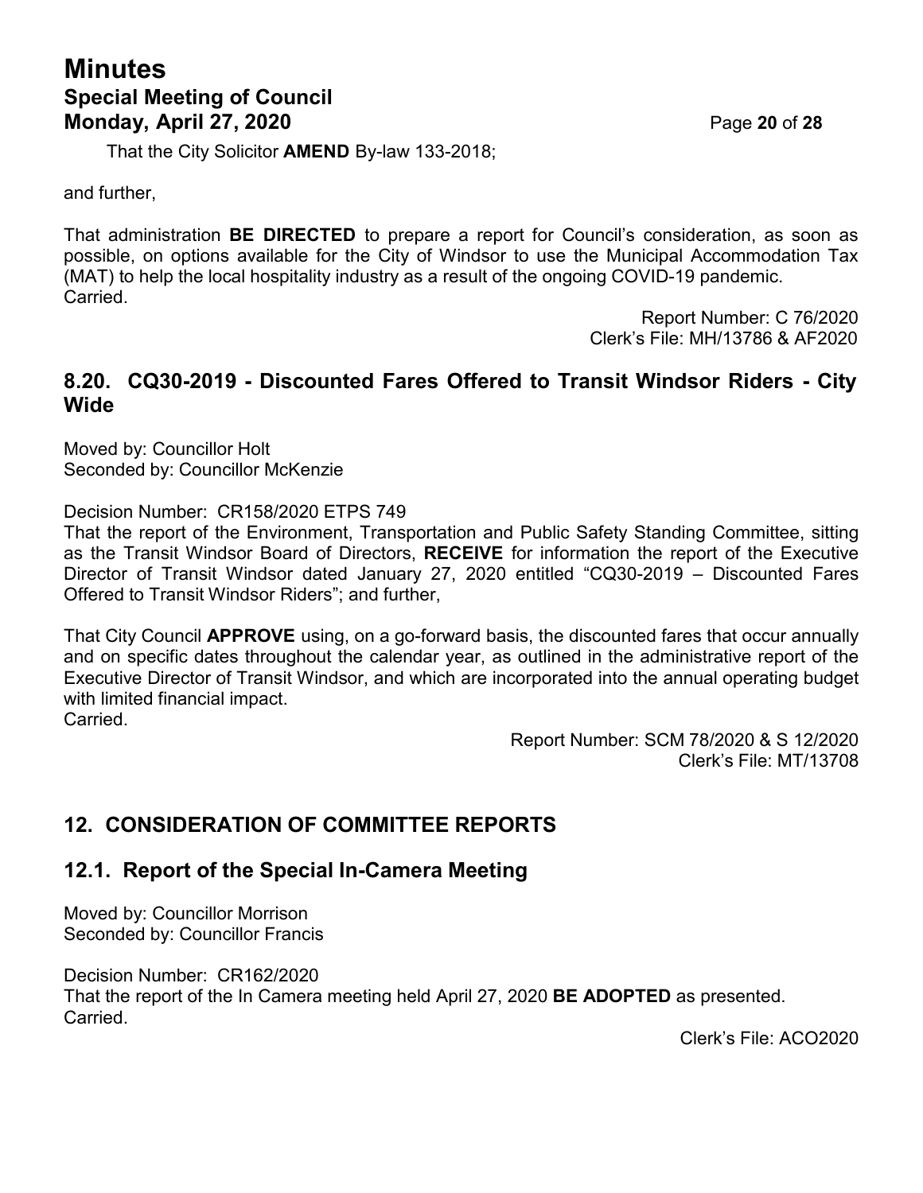That the City Solicitor **AMEND** By-law 133-2018;

and further,

That administration **BE DIRECTED** to prepare a report for Council's consideration, as soon as possible, on options available for the City of Windsor to use the Municipal Accommodation Tax (MAT) to help the local hospitality industry as a result of the ongoing COVID-19 pandemic.
Carried.

Report Number: C 76/2020
Clerk's File: MH/13786 & AF2020

## 8.20. CQ30-2019 - Discounted Fares Offered to Transit Windsor Riders - City Wide

Moved by: Councillor Holt
Seconded by: Councillor McKenzie

Decision Number: CR158/2020 ETPS 749
That the report of the Environment, Transportation and Public Safety Standing Committee, sitting as the Transit Windsor Board of Directors, **RECEIVE** for information the report of the Executive Director of Transit Windsor dated January 27, 2020 entitled "CQ30-2019 – Discounted Fares Offered to Transit Windsor Riders"; and further,

That City Council **APPROVE** using, on a go-forward basis, the discounted fares that occur annually and on specific dates throughout the calendar year, as outlined in the administrative report of the Executive Director of Transit Windsor, and which are incorporated into the annual operating budget with limited financial impact.
Carried.

Report Number: SCM 78/2020 & S 12/2020
Clerk's File: MT/13708

## 12. CONSIDERATION OF COMMITTEE REPORTS

## 12.1. Report of the Special In-Camera Meeting

Moved by: Councillor Morrison
Seconded by: Councillor Francis

Decision Number: CR162/2020
That the report of the In Camera meeting held April 27, 2020 **BE ADOPTED** as presented.
Carried.

Clerk's File: ACO2020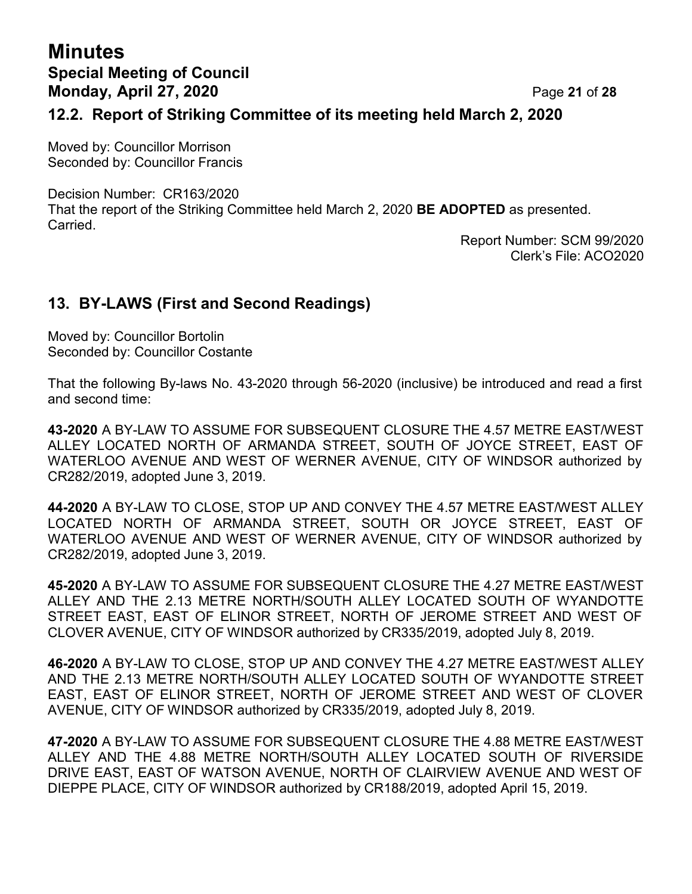## 12.2. Report of Striking Committee of its meeting held March 2, 2020

Moved by: Councillor Morrison
Seconded by: Councillor Francis

Decision Number: CR163/2020
That the report of the Striking Committee held March 2, 2020 **BE ADOPTED** as presented.
Carried.

Report Number: SCM 99/2020
Clerk's File: ACO2020

## 13. BY-LAWS (First and Second Readings)

Moved by: Councillor Bortolin
Seconded by: Councillor Costante

That the following By-laws No. 43-2020 through 56-2020 (inclusive) be introduced and read a first and second time:

**43-2020** A BY-LAW TO ASSUME FOR SUBSEQUENT CLOSURE THE 4.57 METRE EAST/WEST ALLEY LOCATED NORTH OF ARMANDA STREET, SOUTH OF JOYCE STREET, EAST OF WATERLOO AVENUE AND WEST OF WERNER AVENUE, CITY OF WINDSOR authorized by CR282/2019, adopted June 3, 2019.

**44-2020** A BY-LAW TO CLOSE, STOP UP AND CONVEY THE 4.57 METRE EAST/WEST ALLEY LOCATED NORTH OF ARMANDA STREET, SOUTH OR JOYCE STREET, EAST OF WATERLOO AVENUE AND WEST OF WERNER AVENUE, CITY OF WINDSOR authorized by CR282/2019, adopted June 3, 2019.

**45-2020** A BY-LAW TO ASSUME FOR SUBSEQUENT CLOSURE THE 4.27 METRE EAST/WEST ALLEY AND THE 2.13 METRE NORTH/SOUTH ALLEY LOCATED SOUTH OF WYANDOTTE STREET EAST, EAST OF ELINOR STREET, NORTH OF JEROME STREET AND WEST OF CLOVER AVENUE, CITY OF WINDSOR authorized by CR335/2019, adopted July 8, 2019.

**46-2020** A BY-LAW TO CLOSE, STOP UP AND CONVEY THE 4.27 METRE EAST/WEST ALLEY AND THE 2.13 METRE NORTH/SOUTH ALLEY LOCATED SOUTH OF WYANDOTTE STREET EAST, EAST OF ELINOR STREET, NORTH OF JEROME STREET AND WEST OF CLOVER AVENUE, CITY OF WINDSOR authorized by CR335/2019, adopted July 8, 2019.

**47-2020** A BY-LAW TO ASSUME FOR SUBSEQUENT CLOSURE THE 4.88 METRE EAST/WEST ALLEY AND THE 4.88 METRE NORTH/SOUTH ALLEY LOCATED SOUTH OF RIVERSIDE DRIVE EAST, EAST OF WATSON AVENUE, NORTH OF CLAIRVIEW AVENUE AND WEST OF DIEPPE PLACE, CITY OF WINDSOR authorized by CR188/2019, adopted April 15, 2019.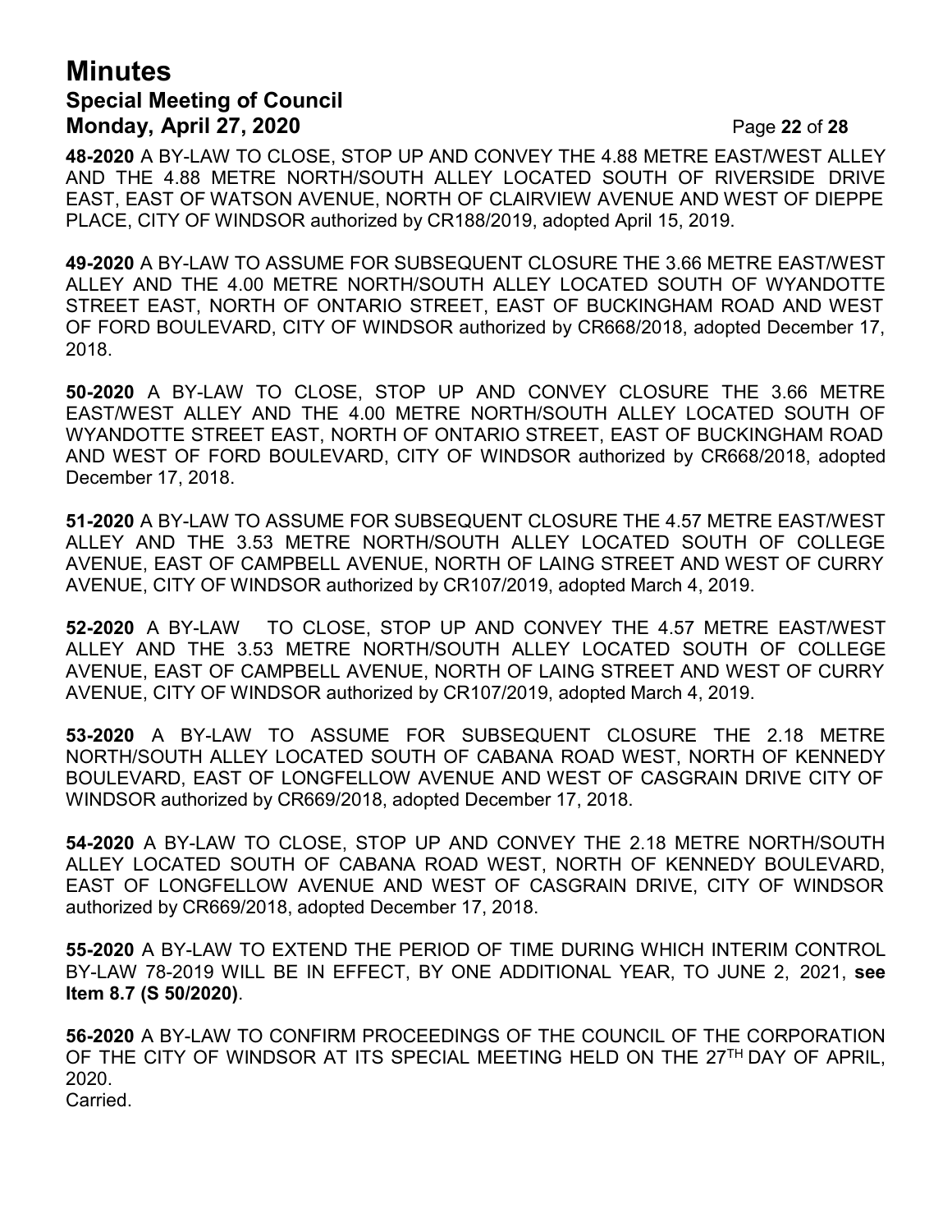**48-2020** A BY-LAW TO CLOSE, STOP UP AND CONVEY THE 4.88 METRE EAST/WEST ALLEY AND THE 4.88 METRE NORTH/SOUTH ALLEY LOCATED SOUTH OF RIVERSIDE DRIVE EAST, EAST OF WATSON AVENUE, NORTH OF CLAIRVIEW AVENUE AND WEST OF DIEPPE PLACE, CITY OF WINDSOR authorized by CR188/2019, adopted April 15, 2019.

**49-2020** A BY-LAW TO ASSUME FOR SUBSEQUENT CLOSURE THE 3.66 METRE EAST/WEST ALLEY AND THE 4.00 METRE NORTH/SOUTH ALLEY LOCATED SOUTH OF WYANDOTTE STREET EAST, NORTH OF ONTARIO STREET, EAST OF BUCKINGHAM ROAD AND WEST OF FORD BOULEVARD, CITY OF WINDSOR authorized by CR668/2018, adopted December 17, 2018.

**50-2020** A BY-LAW TO CLOSE, STOP UP AND CONVEY CLOSURE THE 3.66 METRE EAST/WEST ALLEY AND THE 4.00 METRE NORTH/SOUTH ALLEY LOCATED SOUTH OF WYANDOTTE STREET EAST, NORTH OF ONTARIO STREET, EAST OF BUCKINGHAM ROAD AND WEST OF FORD BOULEVARD, CITY OF WINDSOR authorized by CR668/2018, adopted December 17, 2018.

**51-2020** A BY-LAW TO ASSUME FOR SUBSEQUENT CLOSURE THE 4.57 METRE EAST/WEST ALLEY AND THE 3.53 METRE NORTH/SOUTH ALLEY LOCATED SOUTH OF COLLEGE AVENUE, EAST OF CAMPBELL AVENUE, NORTH OF LAING STREET AND WEST OF CURRY AVENUE, CITY OF WINDSOR authorized by CR107/2019, adopted March 4, 2019.

**52-2020** A BY-LAW TO CLOSE, STOP UP AND CONVEY THE 4.57 METRE EAST/WEST ALLEY AND THE 3.53 METRE NORTH/SOUTH ALLEY LOCATED SOUTH OF COLLEGE AVENUE, EAST OF CAMPBELL AVENUE, NORTH OF LAING STREET AND WEST OF CURRY AVENUE, CITY OF WINDSOR authorized by CR107/2019, adopted March 4, 2019.

**53-2020** A BY-LAW TO ASSUME FOR SUBSEQUENT CLOSURE THE 2.18 METRE NORTH/SOUTH ALLEY LOCATED SOUTH OF CABANA ROAD WEST, NORTH OF KENNEDY BOULEVARD, EAST OF LONGFELLOW AVENUE AND WEST OF CASGRAIN DRIVE CITY OF WINDSOR authorized by CR669/2018, adopted December 17, 2018.

**54-2020** A BY-LAW TO CLOSE, STOP UP AND CONVEY THE 2.18 METRE NORTH/SOUTH ALLEY LOCATED SOUTH OF CABANA ROAD WEST, NORTH OF KENNEDY BOULEVARD, EAST OF LONGFELLOW AVENUE AND WEST OF CASGRAIN DRIVE, CITY OF WINDSOR authorized by CR669/2018, adopted December 17, 2018.

**55-2020** A BY-LAW TO EXTEND THE PERIOD OF TIME DURING WHICH INTERIM CONTROL BY-LAW 78-2019 WILL BE IN EFFECT, BY ONE ADDITIONAL YEAR, TO JUNE 2, 2021, **see Item 8.7 (S 50/2020)**.

**56-2020** A BY-LAW TO CONFIRM PROCEEDINGS OF THE COUNCIL OF THE CORPORATION OF THE CITY OF WINDSOR AT ITS SPECIAL MEETING HELD ON THE 27TH DAY OF APRIL, 2020.
Carried.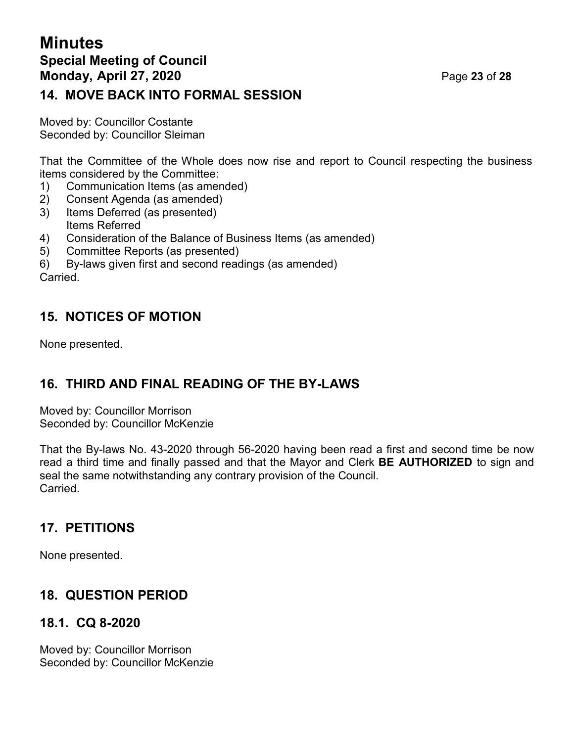## 14. MOVE BACK INTO FORMAL SESSION

Moved by: Councillor Costante
Seconded by: Councillor Sleiman

That the Committee of the Whole does now rise and report to Council respecting the business items considered by the Committee:

1) Communication Items (as amended)
2) Consent Agenda (as amended)
3) Items Deferred (as presented)
   Items Referred
4) Consideration of the Balance of Business Items (as amended)
5) Committee Reports (as presented)
6) By-laws given first and second readings (as amended)

Carried.

## 15. NOTICES OF MOTION

None presented.

## 16. THIRD AND FINAL READING OF THE BY-LAWS

Moved by: Councillor Morrison
Seconded by: Councillor McKenzie

That the By-laws No. 43-2020 through 56-2020 having been read a first and second time be now read a third time and finally passed and that the Mayor and Clerk **BE AUTHORIZED** to sign and seal the same notwithstanding any contrary provision of the Council.
Carried.

## 17. PETITIONS

None presented.

## 18. QUESTION PERIOD

### 18.1. CQ 8-2020

Moved by: Councillor Morrison
Seconded by: Councillor McKenzie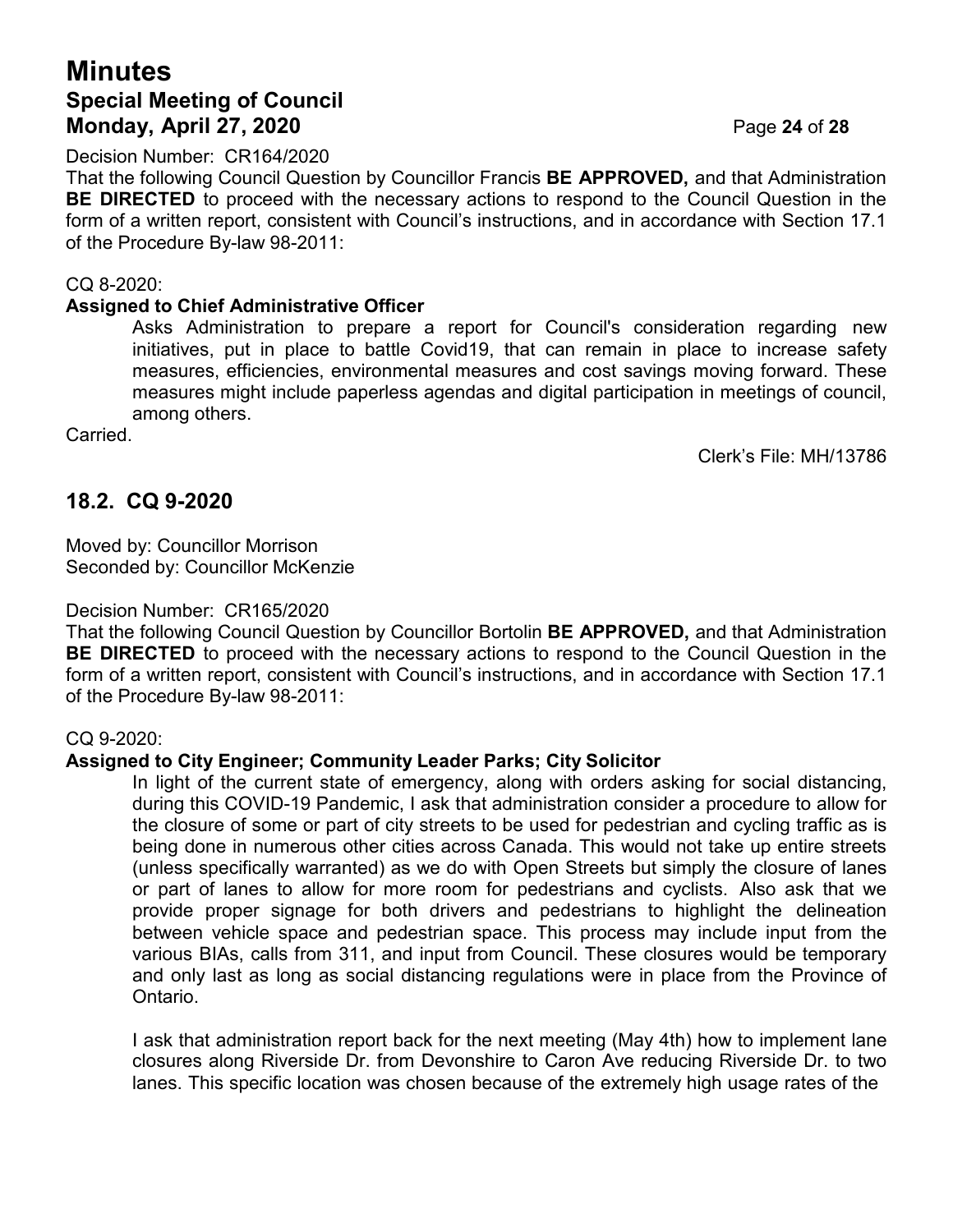Decision Number: CR164/2020

That the following Council Question by Councillor Francis **BE APPROVED,** and that Administration **BE DIRECTED** to proceed with the necessary actions to respond to the Council Question in the form of a written report, consistent with Council's instructions, and in accordance with Section 17.1 of the Procedure By-law 98-2011:

CQ 8-2020:

**Assigned to Chief Administrative Officer**

Asks Administration to prepare a report for Council's consideration regarding new initiatives, put in place to battle Covid19, that can remain in place to increase safety measures, efficiencies, environmental measures and cost savings moving forward. These measures might include paperless agendas and digital participation in meetings of council, among others.

Carried.

Clerk's File: MH/13786

## 18.2. CQ 9-2020

Moved by: Councillor Morrison
Seconded by: Councillor McKenzie

Decision Number: CR165/2020

That the following Council Question by Councillor Bortolin **BE APPROVED,** and that Administration **BE DIRECTED** to proceed with the necessary actions to respond to the Council Question in the form of a written report, consistent with Council's instructions, and in accordance with Section 17.1 of the Procedure By-law 98-2011:

CQ 9-2020:

**Assigned to City Engineer; Community Leader Parks; City Solicitor**

In light of the current state of emergency, along with orders asking for social distancing, during this COVID-19 Pandemic, I ask that administration consider a procedure to allow for the closure of some or part of city streets to be used for pedestrian and cycling traffic as is being done in numerous other cities across Canada. This would not take up entire streets (unless specifically warranted) as we do with Open Streets but simply the closure of lanes or part of lanes to allow for more room for pedestrians and cyclists. Also ask that we provide proper signage for both drivers and pedestrians to highlight the delineation between vehicle space and pedestrian space. This process may include input from the various BIAs, calls from 311, and input from Council. These closures would be temporary and only last as long as social distancing regulations were in place from the Province of Ontario.

I ask that administration report back for the next meeting (May 4th) how to implement lane closures along Riverside Dr. from Devonshire to Caron Ave reducing Riverside Dr. to two lanes. This specific location was chosen because of the extremely high usage rates of the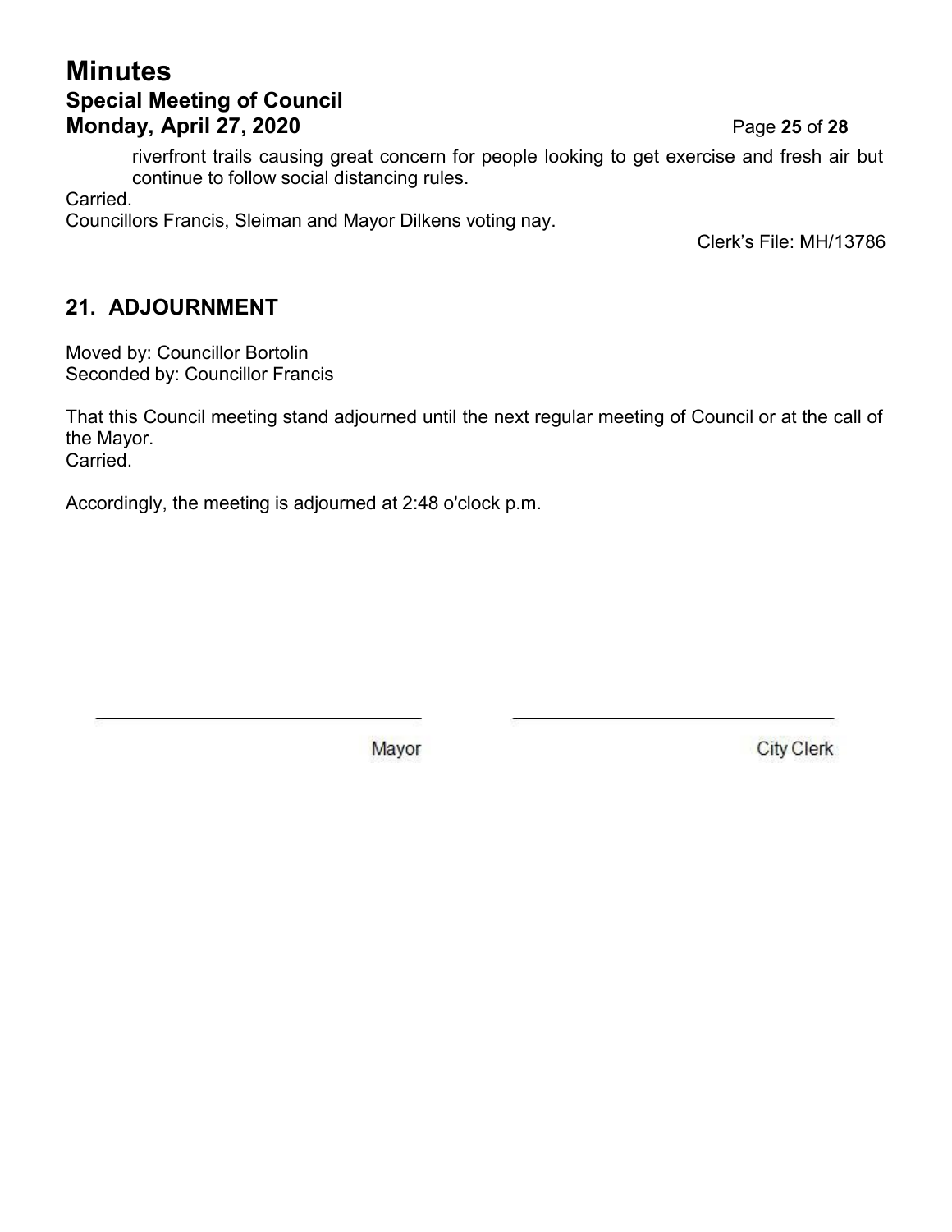riverfront trails causing great concern for people looking to get exercise and fresh air but continue to follow social distancing rules.

Carried.

Councillors Francis, Sleiman and Mayor Dilkens voting nay.

Clerk's File: MH/13786

## 21. ADJOURNMENT

Moved by: Councillor Bortolin
Seconded by: Councillor Francis

That this Council meeting stand adjourned until the next regular meeting of Council or at the call of the Mayor.
Carried.

Accordingly, the meeting is adjourned at 2:48 o'clock p.m.

\_\_\_\_\_\_\_\_\_\_\_\_\_\_\_\_\_\_\_\_\_\_\_\_\_\_\_\_\_\_\_\_ Mayor

\_\_\_\_\_\_\_\_\_\_\_\_\_\_\_\_\_\_\_\_\_\_\_\_\_\_\_\_\_\_\_\_ City Clerk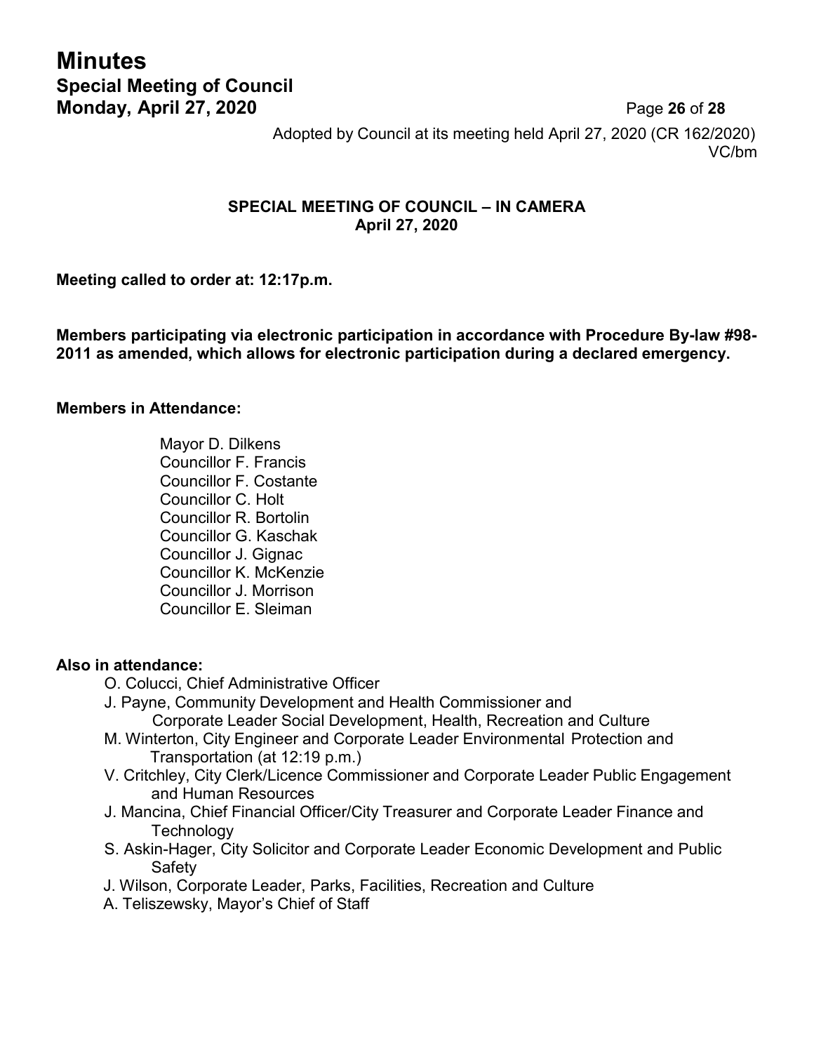# Minutes

## Special Meeting of Council

**Monday, April 27, 2020**

Adopted by Council at its meeting held April 27, 2020 (CR 162/2020)
VC/bm

**SPECIAL MEETING OF COUNCIL – IN CAMERA**
**April 27, 2020**

**Meeting called to order at: 12:17p.m.**

**Members participating via electronic participation in accordance with Procedure By-law #98-2011 as amended, which allows for electronic participation during a declared emergency.**

**Members in Attendance:**

Mayor D. Dilkens
Councillor F. Francis
Councillor F. Costante
Councillor C. Holt
Councillor R. Bortolin
Councillor G. Kaschak
Councillor J. Gignac
Councillor K. McKenzie
Councillor J. Morrison
Councillor E. Sleiman

**Also in attendance:**

O. Colucci, Chief Administrative Officer
J. Payne, Community Development and Health Commissioner and Corporate Leader Social Development, Health, Recreation and Culture
M. Winterton, City Engineer and Corporate Leader Environmental Protection and Transportation (at 12:19 p.m.)
V. Critchley, City Clerk/Licence Commissioner and Corporate Leader Public Engagement and Human Resources
J. Mancina, Chief Financial Officer/City Treasurer and Corporate Leader Finance and Technology
S. Askin-Hager, City Solicitor and Corporate Leader Economic Development and Public Safety
J. Wilson, Corporate Leader, Parks, Facilities, Recreation and Culture
A. Teliszewsky, Mayor's Chief of Staff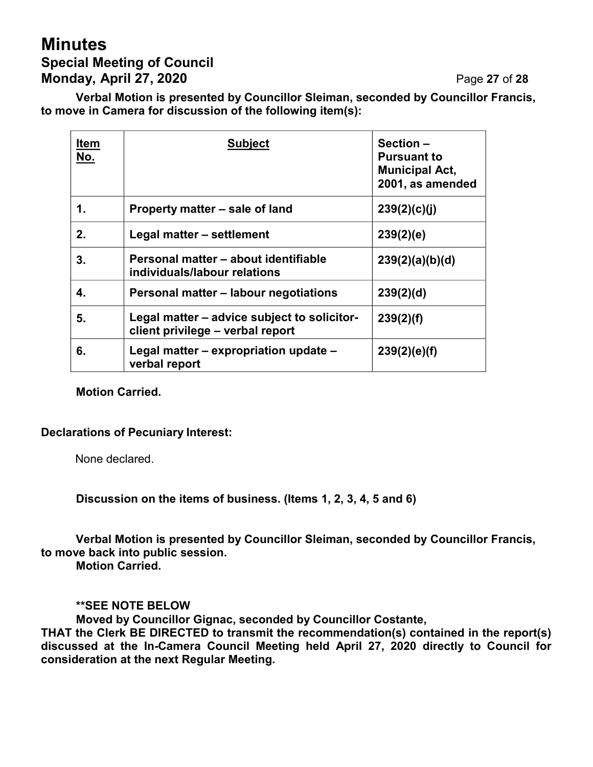**Verbal Motion is presented by Councillor Sleiman, seconded by Councillor Francis, to move in Camera for discussion of the following item(s):**

| Item No. | Subject | Section – Pursuant to Municipal Act, 2001, as amended |
|---|---|---|
| 1. | Property matter – sale of land | 239(2)(c)(j) |
| 2. | Legal matter – settlement | 239(2)(e) |
| 3. | Personal matter – about identifiable individuals/labour relations | 239(2)(a)(b)(d) |
| 4. | Personal matter – labour negotiations | 239(2)(d) |
| 5. | Legal matter – advice subject to solicitor-client privilege – verbal report | 239(2)(f) |
| 6. | Legal matter – expropriation update – verbal report | 239(2)(e)(f) |

**Motion Carried.**

**Declarations of Pecuniary Interest:**

None declared.

**Discussion on the items of business. (Items 1, 2, 3, 4, 5 and 6)**

**Verbal Motion is presented by Councillor Sleiman, seconded by Councillor Francis, to move back into public session.**
**Motion Carried.**

**\*\*SEE NOTE BELOW**
**Moved by Councillor Gignac, seconded by Councillor Costante,**
**THAT the Clerk BE DIRECTED to transmit the recommendation(s) contained in the report(s) discussed at the In-Camera Council Meeting held April 27, 2020 directly to Council for consideration at the next Regular Meeting.**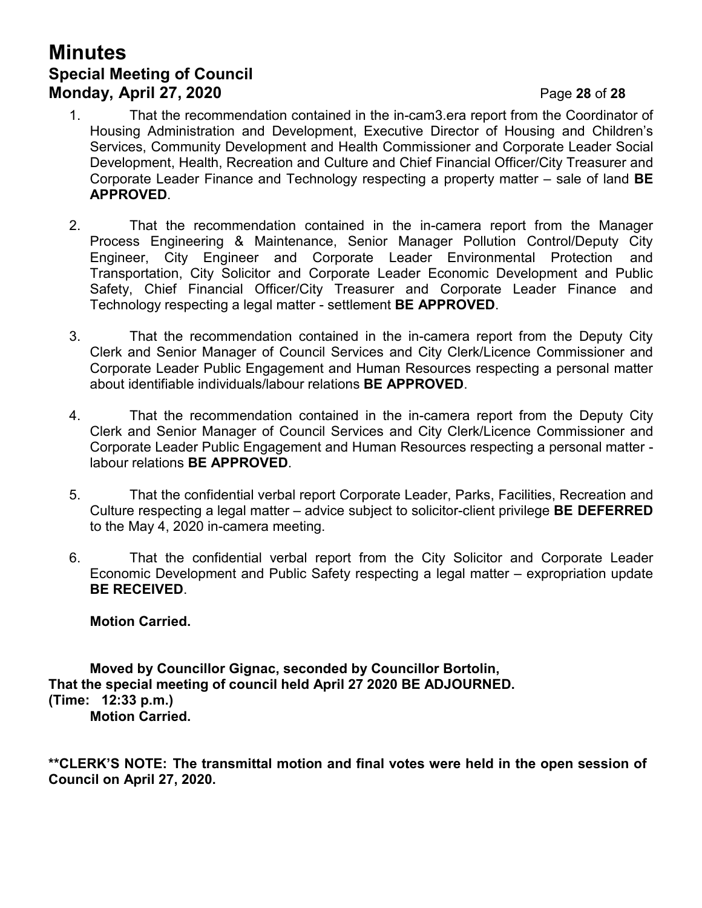1. That the recommendation contained in the in-cam3.era report from the Coordinator of Housing Administration and Development, Executive Director of Housing and Children's Services, Community Development and Health Commissioner and Corporate Leader Social Development, Health, Recreation and Culture and Chief Financial Officer/City Treasurer and Corporate Leader Finance and Technology respecting a property matter – sale of land **BE APPROVED**.

2. That the recommendation contained in the in-camera report from the Manager Process Engineering & Maintenance, Senior Manager Pollution Control/Deputy City Engineer, City Engineer and Corporate Leader Environmental Protection and Transportation, City Solicitor and Corporate Leader Economic Development and Public Safety, Chief Financial Officer/City Treasurer and Corporate Leader Finance and Technology respecting a legal matter - settlement **BE APPROVED**.

3. That the recommendation contained in the in-camera report from the Deputy City Clerk and Senior Manager of Council Services and City Clerk/Licence Commissioner and Corporate Leader Public Engagement and Human Resources respecting a personal matter about identifiable individuals/labour relations **BE APPROVED**.

4. That the recommendation contained in the in-camera report from the Deputy City Clerk and Senior Manager of Council Services and City Clerk/Licence Commissioner and Corporate Leader Public Engagement and Human Resources respecting a personal matter - labour relations **BE APPROVED**.

5. That the confidential verbal report Corporate Leader, Parks, Facilities, Recreation and Culture respecting a legal matter – advice subject to solicitor-client privilege **BE DEFERRED** to the May 4, 2020 in-camera meeting.

6. That the confidential verbal report from the City Solicitor and Corporate Leader Economic Development and Public Safety respecting a legal matter – expropriation update **BE RECEIVED**.

**Motion Carried.**

**Moved by Councillor Gignac, seconded by Councillor Bortolin,**
**That the special meeting of council held April 27 2020 BE ADJOURNED.**
**(Time: 12:33 p.m.)**
**Motion Carried.**

**\*\*CLERK'S NOTE: The transmittal motion and final votes were held in the open session of Council on April 27, 2020.**